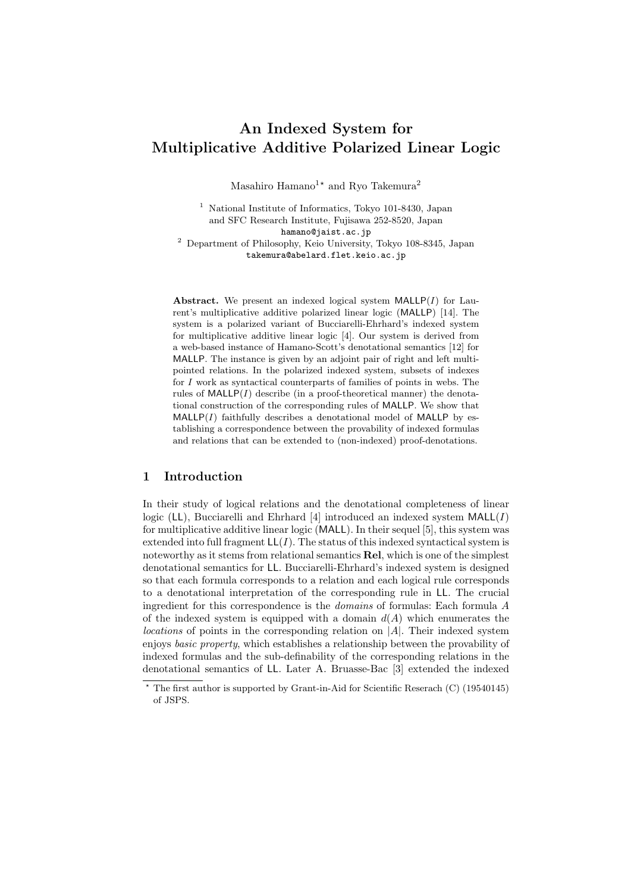# An Indexed System for Multiplicative Additive Polarized Linear Logic

Masahiro Hamano[1]* and Ryo Takemura[2]

[1] National Institute of Informatics, Tokyo 101-8430, Japan
and SFC Research Institute, Fujisawa 252-8520, Japan
`hamano@jaist.ac.jp`

[2] Department of Philosophy, Keio University, Tokyo 108-8345, Japan
`takemura@abelard.flet.keio.ac.jp`

**Abstract.** We present an indexed logical system $\mathsf{MALLP}(I)$ for Laurent's multiplicative additive polarized linear logic (MALLP) [14]. The system is a polarized variant of Bucciarelli-Ehrhard's indexed system for multiplicative additive linear logic [4]. Our system is derived from a web-based instance of Hamano-Scott's denotational semantics [12] for MALLP. The instance is given by an adjoint pair of right and left multi-pointed relations. In the polarized indexed system, subsets of indexes for $I$ work as syntactical counterparts of families of points in webs. The rules of $\mathsf{MALLP}(I)$ describe (in a proof-theoretical manner) the denotational construction of the corresponding rules of MALLP. We show that $\mathsf{MALLP}(I)$ faithfully describes a denotational model of MALLP by establishing a correspondence between the provability of indexed formulas and relations that can be extended to (non-indexed) proof-denotations.

## 1 Introduction

In their study of logical relations and the denotational completeness of linear logic (LL), Bucciarelli and Ehrhard [4] introduced an indexed system $\mathsf{MALL}(I)$ for multiplicative additive linear logic (MALL). In their sequel [5], this system was extended into full fragment $\mathsf{LL}(I)$. The status of this indexed syntactical system is noteworthy as it stems from relational semantics **Rel**, which is one of the simplest denotational semantics for LL. Bucciarelli-Ehrhard's indexed system is designed so that each formula corresponds to a relation and each logical rule corresponds to a denotational interpretation of the corresponding rule in LL. The crucial ingredient for this correspondence is the *domains* of formulas: Each formula $A$ of the indexed system is equipped with a domain $d(A)$ which enumerates the *locations* of points in the corresponding relation on $|A|$. Their indexed system enjoys *basic property*, which establishes a relationship between the provability of indexed formulas and the sub-definability of the corresponding relations in the denotational semantics of LL. Later A. Bruasse-Bac [3] extended the indexed

---

* The first author is supported by Grant-in-Aid for Scientific Reserach (C) (19540145) of JSPS.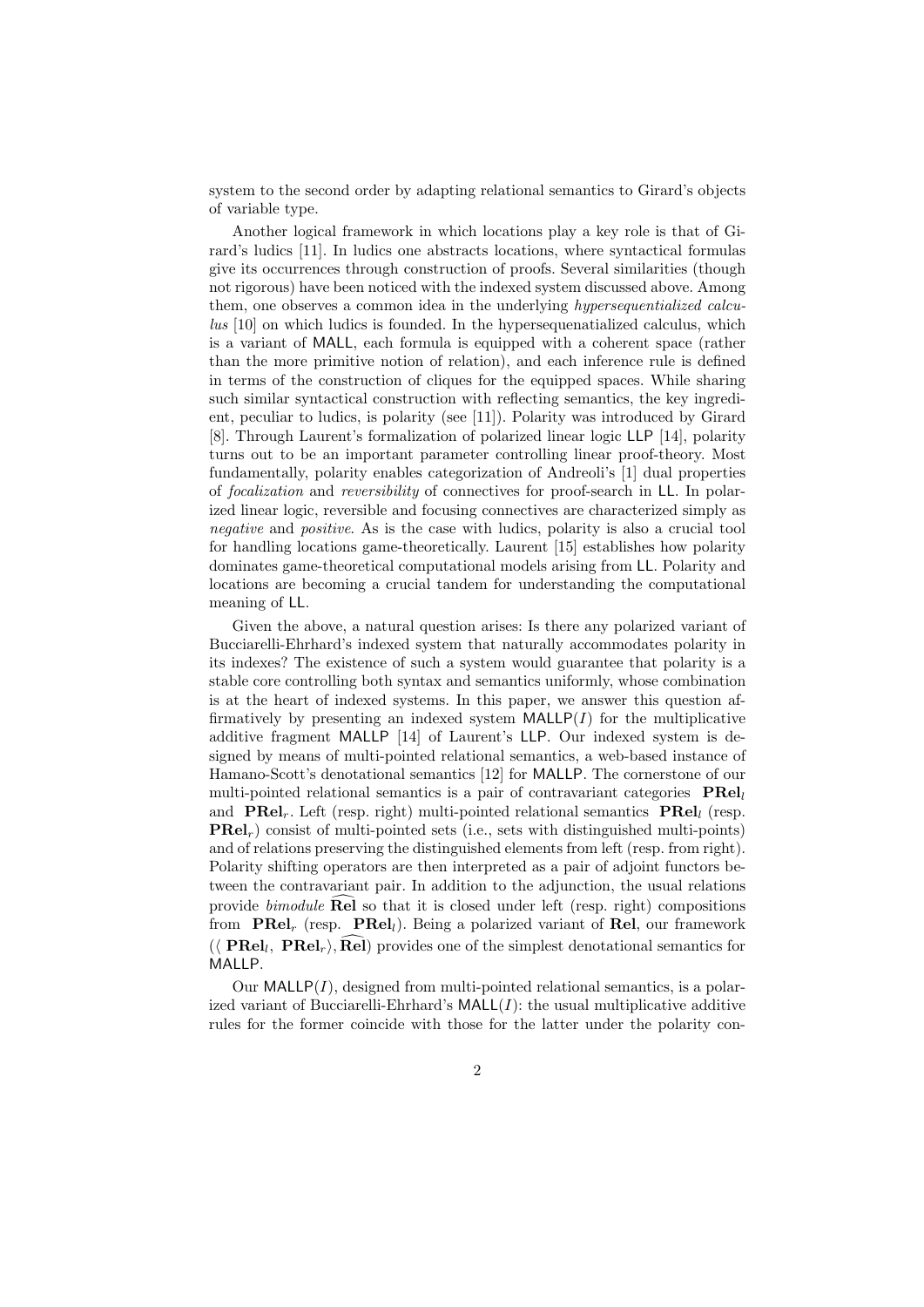system to the second order by adapting relational semantics to Girard's objects of variable type.

Another logical framework in which locations play a key role is that of Girard's ludics [11]. In ludics one abstracts locations, where syntactical formulas give its occurrences through construction of proofs. Several similarities (though not rigorous) have been noticed with the indexed system discussed above. Among them, one observes a common idea in the underlying *hypersequentialized calculus* [10] on which ludics is founded. In the hypersequenatialized calculus, which is a variant of MALL, each formula is equipped with a coherent space (rather than the more primitive notion of relation), and each inference rule is defined in terms of the construction of cliques for the equipped spaces. While sharing such similar syntactical construction with reflecting semantics, the key ingredient, peculiar to ludics, is polarity (see [11]). Polarity was introduced by Girard [8]. Through Laurent's formalization of polarized linear logic LLP [14], polarity turns out to be an important parameter controlling linear proof-theory. Most fundamentally, polarity enables categorization of Andreoli's [1] dual properties of *focalization* and *reversibility* of connectives for proof-search in LL. In polarized linear logic, reversible and focusing connectives are characterized simply as *negative* and *positive*. As is the case with ludics, polarity is also a crucial tool for handling locations game-theoretically. Laurent [15] establishes how polarity dominates game-theoretical computational models arising from LL. Polarity and locations are becoming a crucial tandem for understanding the computational meaning of LL.

Given the above, a natural question arises: Is there any polarized variant of Bucciarelli-Ehrhard's indexed system that naturally accommodates polarity in its indexes? The existence of such a system would guarantee that polarity is a stable core controlling both syntax and semantics uniformly, whose combination is at the heart of indexed systems. In this paper, we answer this question affirmatively by presenting an indexed system $\mathsf{MALLP}(I)$ for the multiplicative additive fragment MALLP [14] of Laurent's LLP. Our indexed system is designed by means of multi-pointed relational semantics, a web-based instance of Hamano-Scott's denotational semantics [12] for MALLP. The cornerstone of our multi-pointed relational semantics is a pair of contravariant categories $\mathbf{PRel}_l$ and $\mathbf{PRel}_r$. Left (resp. right) multi-pointed relational semantics $\mathbf{PRel}_l$ (resp. $\mathbf{PRel}_r$) consist of multi-pointed sets (i.e., sets with distinguished multi-points) and of relations preserving the distinguished elements from left (resp. from right). Polarity shifting operators are then interpreted as a pair of adjoint functors between the contravariant pair. In addition to the adjunction, the usual relations provide *bimodule* $\widehat{\mathbf{Rel}}$ so that it is closed under left (resp. right) compositions from $\mathbf{PRel}_r$ (resp. $\mathbf{PRel}_l$). Being a polarized variant of $\mathbf{Rel}$, our framework $(\langle \mathbf{PRel}_l, \mathbf{PRel}_r \rangle, \widehat{\mathbf{Rel}})$ provides one of the simplest denotational semantics for MALLP.

Our $\mathsf{MALLP}(I)$, designed from multi-pointed relational semantics, is a polarized variant of Bucciarelli-Ehrhard's $\mathsf{MALL}(I)$: the usual multiplicative additive rules for the former coincide with those for the latter under the polarity con-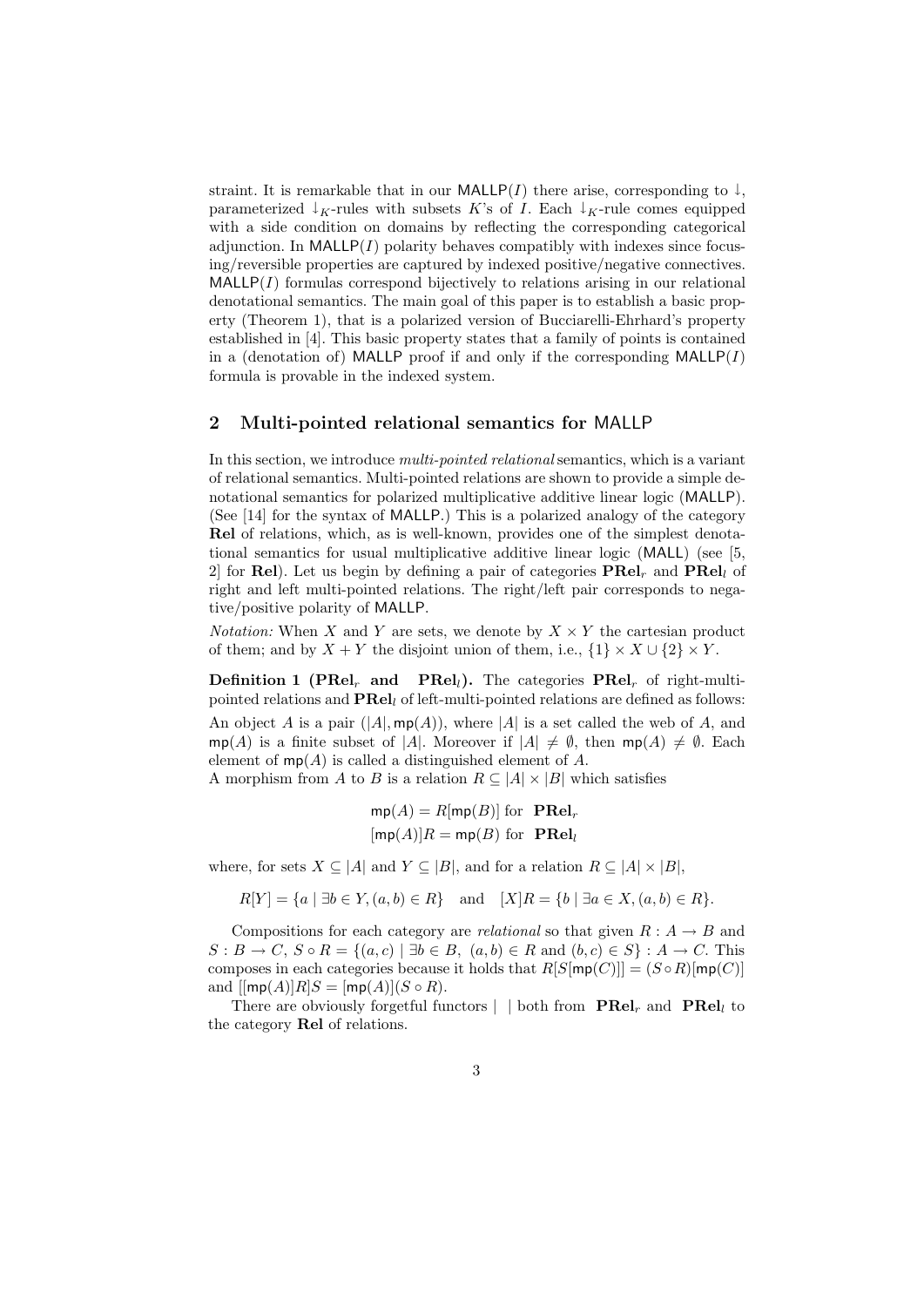straint. It is remarkable that in our $\mathsf{MALLP}(I)$ there arise, corresponding to $\downarrow$, parameterized $\downarrow_K$-rules with subsets $K$'s of $I$. Each $\downarrow_K$-rule comes equipped with a side condition on domains by reflecting the corresponding categorical adjunction. In $\mathsf{MALLP}(I)$ polarity behaves compatibly with indexes since focusing/reversible properties are captured by indexed positive/negative connectives. $\mathsf{MALLP}(I)$ formulas correspond bijectively to relations arising in our relational denotational semantics. The main goal of this paper is to establish a basic property (Theorem 1), that is a polarized version of Bucciarelli-Ehrhard's property established in [4]. This basic property states that a family of points is contained in a (denotation of) MALLP proof if and only if the corresponding $\mathsf{MALLP}(I)$ formula is provable in the indexed system.

## 2 Multi-pointed relational semantics for MALLP

In this section, we introduce *multi-pointed relational* semantics, which is a variant of relational semantics. Multi-pointed relations are shown to provide a simple denotational semantics for polarized multiplicative additive linear logic (MALLP). (See [14] for the syntax of MALLP.) This is a polarized analogy of the category **Rel** of relations, which, as is well-known, provides one of the simplest denotational semantics for usual multiplicative additive linear logic (MALL) (see [5, 2] for **Rel**). Let us begin by defining a pair of categories $\mathbf{PRel}_r$ and $\mathbf{PRel}_l$ of right and left multi-pointed relations. The right/left pair corresponds to negative/positive polarity of MALLP.

*Notation:* When $X$ and $Y$ are sets, we denote by $X \times Y$ the cartesian product of them; and by $X + Y$ the disjoint union of them, i.e., $\{1\} \times X \cup \{2\} \times Y$.

**Definition 1 ($\mathbf{PRel}_r$ and $\mathbf{PRel}_l$).** The categories $\mathbf{PRel}_r$ of right-multi-pointed relations and $\mathbf{PRel}_l$ of left-multi-pointed relations are defined as follows:
An object $A$ is a pair $(|A|, \mathsf{mp}(A))$, where $|A|$ is a set called the web of $A$, and $\mathsf{mp}(A)$ is a finite subset of $|A|$. Moreover if $|A| \neq \emptyset$, then $\mathsf{mp}(A) \neq \emptyset$. Each element of $\mathsf{mp}(A)$ is called a distinguished element of $A$.
A morphism from $A$ to $B$ is a relation $R \subseteq |A| \times |B|$ which satisfies

$$\mathsf{mp}(A) = R[\mathsf{mp}(B)] \text{ for } \mathbf{PRel}_r$$
$$[\mathsf{mp}(A)]R = \mathsf{mp}(B) \text{ for } \mathbf{PRel}_l$$

where, for sets $X \subseteq |A|$ and $Y \subseteq |B|$, and for a relation $R \subseteq |A| \times |B|$,

$$R[Y] = \{a \mid \exists b \in Y, (a, b) \in R\} \quad \text{and} \quad [X]R = \{b \mid \exists a \in X, (a, b) \in R\}.$$

Compositions for each category are *relational* so that given $R : A \to B$ and $S : B \to C$, $S \circ R = \{(a, c) \mid \exists b \in B,\ (a, b) \in R \text{ and } (b, c) \in S\} : A \to C$. This composes in each categories because it holds that $R[S[\mathsf{mp}(C)]] = (S \circ R)[\mathsf{mp}(C)]$ and $[[\mathsf{mp}(A)]R]S = [\mathsf{mp}(A)](S \circ R)$.

There are obviously forgetful functors $|\ \ |$ both from $\mathbf{PRel}_r$ and $\mathbf{PRel}_l$ to the category **Rel** of relations.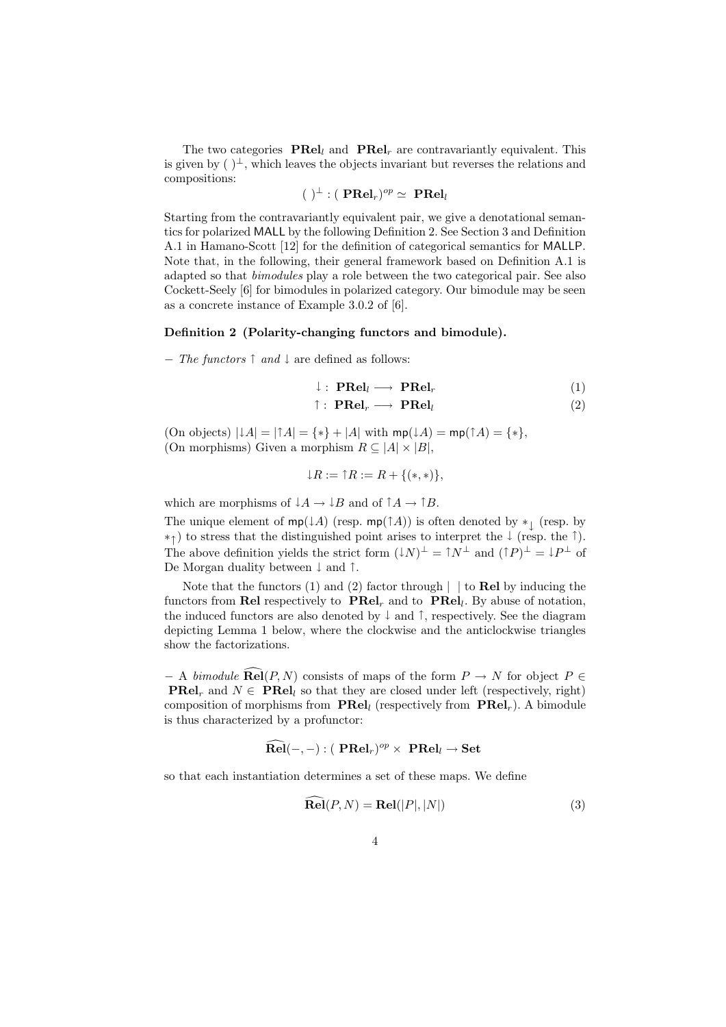The two categories $\mathbf{PRel}_l$ and $\mathbf{PRel}_r$ are contravariantly equivalent. This is given by $(\ )^\perp$, which leaves the objects invariant but reverses the relations and compositions:

$$(\ )^\perp : (\ \mathbf{PRel}_r)^{op} \simeq\ \mathbf{PRel}_l$$

Starting from the contravariantly equivalent pair, we give a denotational semantics for polarized MALL by the following Definition 2. See Section 3 and Definition A.1 in Hamano-Scott [12] for the definition of categorical semantics for MALLP. Note that, in the following, their general framework based on Definition A.1 is adapted so that *bimodules* play a role between the two categorical pair. See also Cockett-Seely [6] for bimodules in polarized category. Our bimodule may be seen as a concrete instance of Example 3.0.2 of [6].

**Definition 2 (Polarity-changing functors and bimodule).**

– *The functors* $\uparrow$ *and* $\downarrow$ are defined as follows:

$$\downarrow :\ \mathbf{PRel}_l \longrightarrow\ \mathbf{PRel}_r \qquad (1)$$

$$\uparrow :\ \mathbf{PRel}_r \longrightarrow\ \mathbf{PRel}_l \qquad (2)$$

(On objects) $|{\downarrow}A| = |{\uparrow}A| = \{*\} + |A|$ with $\mathsf{mp}({\downarrow}A) = \mathsf{mp}({\uparrow}A) = \{*\}$,
(On morphisms) Given a morphism $R \subseteq |A| \times |B|$,

$${\downarrow}R := {\uparrow}R := R + \{(*, *)\},$$

which are morphisms of ${\downarrow}A \to {\downarrow}B$ and of ${\uparrow}A \to {\uparrow}B$.
The unique element of $\mathsf{mp}({\downarrow}A)$ (resp. $\mathsf{mp}({\uparrow}A)$) is often denoted by $*_{\downarrow}$ (resp. by $*_{\uparrow}$) to stress that the distinguished point arises to interpret the $\downarrow$ (resp. the $\uparrow$). The above definition yields the strict form $({\downarrow}N)^\perp = {\uparrow}N^\perp$ and $({\uparrow}P)^\perp = {\downarrow}P^\perp$ of De Morgan duality between $\downarrow$ and $\uparrow$.

Note that the functors (1) and (2) factor through $|\ \ |$ to $\mathbf{Rel}$ by inducing the functors from $\mathbf{Rel}$ respectively to $\mathbf{PRel}_r$ and to $\mathbf{PRel}_l$. By abuse of notation, the induced functors are also denoted by $\downarrow$ and $\uparrow$, respectively. See the diagram depicting Lemma 1 below, where the clockwise and the anticlockwise triangles show the factorizations.

– A *bimodule* $\widehat{\mathbf{Rel}}(P, N)$ consists of maps of the form $P \to N$ for object $P \in \mathbf{PRel}_r$ and $N \in\ \mathbf{PRel}_l$ so that they are closed under left (respectively, right) composition of morphisms from $\mathbf{PRel}_l$ (respectively from $\mathbf{PRel}_r$). A bimodule is thus characterized by a profunctor:

$$\widehat{\mathbf{Rel}}(-, -) : (\ \mathbf{PRel}_r)^{op} \times\ \mathbf{PRel}_l \to \mathbf{Set}$$

so that each instantiation determines a set of these maps. We define

$$\widehat{\mathbf{Rel}}(P, N) = \mathbf{Rel}(|P|, |N|) \qquad (3)$$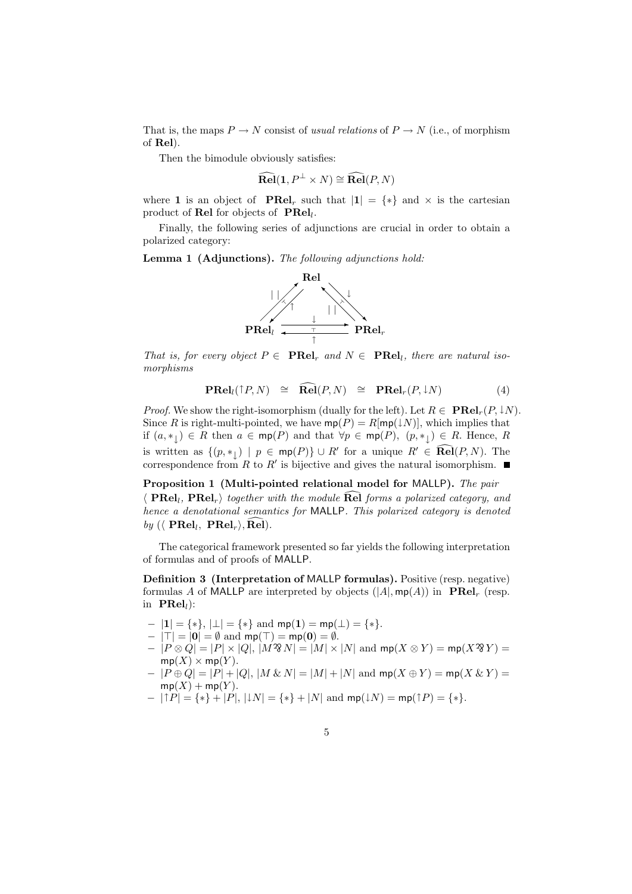That is, the maps $P \to N$ consist of *usual relations* of $P \to N$ (i.e., of morphism of $\mathbf{Rel}$).

Then the bimodule obviously satisfies:

$$\widehat{\mathbf{Rel}}(\mathbf{1}, P^{\perp} \times N) \cong \widehat{\mathbf{Rel}}(P, N)$$

where $\mathbf{1}$ is an object of $\mathbf{PRel}_r$ such that $|\mathbf{1}| = \{*\}$ and $\times$ is the cartesian product of $\mathbf{Rel}$ for objects of $\mathbf{PRel}_l$.

Finally, the following series of adjunctions are crucial in order to obtain a polarized category:

**Lemma 1 (Adjunctions).** *The following adjunctions hold:*

$$\begin{array}{ccccc}
 & & \mathbf{Rel} & & \\
 & {\scriptstyle |\,|}\nearrow \swarrow {\scriptstyle \uparrow} & & \nwarrow {\scriptstyle |\,|} \searrow {\scriptstyle \downarrow} & \\
\mathbf{PRel}_l & & \underset{\uparrow}{\overset{\downarrow}{\rightleftarrows}} & & \mathbf{PRel}_r
\end{array}$$

*That is, for every object $P \in \mathbf{PRel}_r$ and $N \in \mathbf{PRel}_l$, there are natural isomorphisms*

$$\mathbf{PRel}_l(\uparrow P, N) \;\cong\; \widehat{\mathbf{Rel}}(P, N) \;\cong\; \mathbf{PRel}_r(P, \downarrow N) \tag{4}$$

*Proof.* We show the right-isomorphism (dually for the left). Let $R \in \mathbf{PRel}_r(P, \downarrow N)$. Since $R$ is right-multi-pointed, we have $\mathsf{mp}(P) = R[\mathsf{mp}(\downarrow N)]$, which implies that if $(a, *_{\downarrow}) \in R$ then $a \in \mathsf{mp}(P)$ and that $\forall p \in \mathsf{mp}(P),\ (p, *_{\downarrow}) \in R$. Hence, $R$ is written as $\{(p, *_{\downarrow}) \mid p \in \mathsf{mp}(P)\} \cup R'$ for a unique $R' \in \widehat{\mathbf{Rel}}(P, N)$. The correspondence from $R$ to $R'$ is bijective and gives the natural isomorphism. ∎

**Proposition 1 (Multi-pointed relational model for MALLP).** *The pair $\langle \mathbf{PRel}_l, \mathbf{PRel}_r \rangle$ together with the module $\widehat{\mathbf{Rel}}$ forms a polarized category, and hence a denotational semantics for MALLP. This polarized category is denoted by $(\langle \mathbf{PRel}_l, \mathbf{PRel}_r \rangle, \widehat{\mathbf{Rel}})$.*

The categorical framework presented so far yields the following interpretation of formulas and of proofs of MALLP.

**Definition 3 (Interpretation of MALLP formulas).** Positive (resp. negative) formulas $A$ of MALLP are interpreted by objects $(|A|, \mathsf{mp}(A))$ in $\mathbf{PRel}_r$ (resp. in $\mathbf{PRel}_l$):

- $|\mathbf{1}| = \{*\}$, $|\bot| = \{*\}$ and $\mathsf{mp}(\mathbf{1}) = \mathsf{mp}(\bot) = \{*\}$.
- $|\top| = |\mathbf{0}| = \emptyset$ and $\mathsf{mp}(\top) = \mathsf{mp}(\mathbf{0}) = \emptyset$.
- $|P \otimes Q| = |P| \times |Q|$, $|M \mathbin{⅋} N| = |M| \times |N|$ and $\mathsf{mp}(X \otimes Y) = \mathsf{mp}(X \mathbin{⅋} Y) = \mathsf{mp}(X) \times \mathsf{mp}(Y)$.
- $|P \oplus Q| = |P| + |Q|$, $|M \mathbin{\&} N| = |M| + |N|$ and $\mathsf{mp}(X \oplus Y) = \mathsf{mp}(X \mathbin{\&} Y) = \mathsf{mp}(X) + \mathsf{mp}(Y)$.
- $|\uparrow P| = \{*\} + |P|$, $|\downarrow N| = \{*\} + |N|$ and $\mathsf{mp}(\downarrow N) = \mathsf{mp}(\uparrow P) = \{*\}$.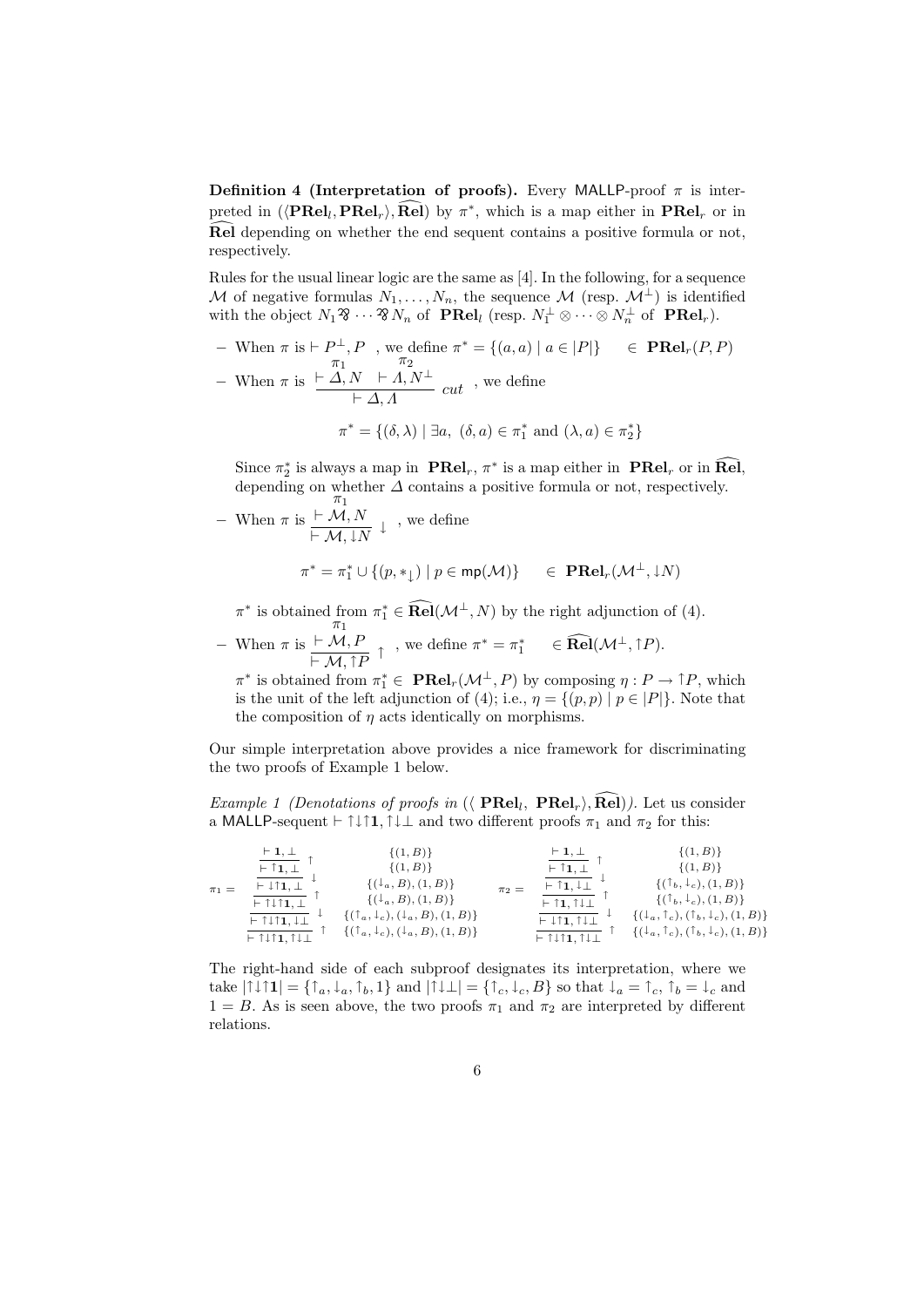**Definition 4 (Interpretation of proofs).** Every MALLP-proof $\pi$ is interpreted in $(\langle \mathbf{PRel}_l, \mathbf{PRel}_r \rangle, \widehat{\mathbf{Rel}})$ by $\pi^*$, which is a map either in $\mathbf{PRel}_r$ or in $\widehat{\mathbf{Rel}}$ depending on whether the end sequent contains a positive formula or not, respectively.

Rules for the usual linear logic are the same as [4]. In the following, for a sequence $\mathcal{M}$ of negative formulas $N_1, \ldots, N_n$, the sequence $\mathcal{M}$ (resp. $\mathcal{M}^\perp$) is identified with the object $N_1 \parr \cdots \parr N_n$ of $\mathbf{PRel}_l$ (resp. $N_1^\perp \otimes \cdots \otimes N_n^\perp$ of $\mathbf{PRel}_r$).

– When $\pi$ is $\vdash P^\perp, P$ , we define $\pi^* = \{(a, a) \mid a \in |P|\} \quad \in \mathbf{PRel}_r(P, P)$

– When $\pi$ is $\dfrac{\overset{\pi_1}{\vdash \Delta, N} \quad \overset{\pi_2}{\vdash \Lambda, N^\perp}}{\vdash \Delta, \Lambda}\ cut$ , we define

$$\pi^* = \{(\delta, \lambda) \mid \exists a,\ (\delta, a) \in \pi_1^* \text{ and } (\lambda, a) \in \pi_2^*\}$$

Since $\pi_2^*$ is always a map in $\mathbf{PRel}_r$, $\pi^*$ is a map either in $\mathbf{PRel}_r$ or in $\widehat{\mathbf{Rel}}$, depending on whether $\Delta$ contains a positive formula or not, respectively.

– When $\pi$ is $\dfrac{\overset{\pi_1}{\vdash \mathcal{M}, N}}{\vdash \mathcal{M}, \downarrow N}\ \downarrow$ , we define

$$\pi^* = \pi_1^* \cup \{(p, *_\downarrow) \mid p \in \mathsf{mp}(\mathcal{M})\} \qquad \in \mathbf{PRel}_r(\mathcal{M}^\perp, \downarrow N)$$

$\pi^*$ is obtained from $\pi_1^* \in \widehat{\mathbf{Rel}}(\mathcal{M}^\perp, N)$ by the right adjunction of (4).

– When $\pi$ is $\dfrac{\overset{\pi_1}{\vdash \mathcal{M}, P}}{\vdash \mathcal{M}, \uparrow P}\ \uparrow$ , we define $\pi^* = \pi_1^* \qquad \in \widehat{\mathbf{Rel}}(\mathcal{M}^\perp, \uparrow P)$.

$\pi^*$ is obtained from $\pi_1^* \in \mathbf{PRel}_r(\mathcal{M}^\perp, P)$ by composing $\eta : P \to \uparrow P$, which is the unit of the left adjunction of (4); i.e., $\eta = \{(p, p) \mid p \in |P|\}$. Note that the composition of $\eta$ acts identically on morphisms.

Our simple interpretation above provides a nice framework for discriminating the two proofs of Example 1 below.

*Example 1 (Denotations of proofs in $(\langle \mathbf{PRel}_l, \mathbf{PRel}_r \rangle, \widehat{\mathbf{Rel}})$).* Let us consider a MALLP-sequent $\vdash \uparrow\downarrow\uparrow\mathbf{1}, \uparrow\downarrow\bot$ and two different proofs $\pi_1$ and $\pi_2$ for this:

$\pi_1 =$

| Sequent | Rule | Interpretation |
|---|---|---|
| $\vdash \mathbf{1}, \bot$ | | $\{(1, B)\}$ |
| $\vdash \uparrow\mathbf{1}, \bot$ | $\uparrow$ | $\{(1, B)\}$ |
| $\vdash \downarrow\uparrow\mathbf{1}, \bot$ | $\downarrow$ | $\{(\downarrow_a, B), (1, B)\}$ |
| $\vdash \uparrow\downarrow\uparrow\mathbf{1}, \bot$ | $\uparrow$ | $\{(\downarrow_a, B), (1, B)\}$ |
| $\vdash \uparrow\downarrow\uparrow\mathbf{1}, \downarrow\bot$ | $\downarrow$ | $\{(\uparrow_a, \downarrow_c), (\downarrow_a, B), (1, B)\}$ |
| $\vdash \uparrow\downarrow\uparrow\mathbf{1}, \uparrow\downarrow\bot$ | $\uparrow$ | $\{(\uparrow_a, \downarrow_c), (\downarrow_a, B), (1, B)\}$ |

$\pi_2 =$

| Sequent | Rule | Interpretation |
|---|---|---|
| $\vdash \mathbf{1}, \bot$ | | $\{(1, B)\}$ |
| $\vdash \uparrow\mathbf{1}, \bot$ | $\uparrow$ | $\{(1, B)\}$ |
| $\vdash \uparrow\mathbf{1}, \downarrow\bot$ | $\downarrow$ | $\{(\uparrow_b, \downarrow_c), (1, B)\}$ |
| $\vdash \uparrow\mathbf{1}, \uparrow\downarrow\bot$ | $\uparrow$ | $\{(\uparrow_b, \downarrow_c), (1, B)\}$ |
| $\vdash \downarrow\uparrow\mathbf{1}, \uparrow\downarrow\bot$ | $\downarrow$ | $\{(\downarrow_a, \uparrow_c), (\uparrow_b, \downarrow_c), (1, B)\}$ |
| $\vdash \uparrow\downarrow\uparrow\mathbf{1}, \uparrow\downarrow\bot$ | $\uparrow$ | $\{(\downarrow_a, \uparrow_c), (\uparrow_b, \downarrow_c), (1, B)\}$ |

The right-hand side of each subproof designates its interpretation, where we take $|\uparrow\downarrow\uparrow\mathbf{1}| = \{\uparrow_a, \downarrow_a, \uparrow_b, 1\}$ and $|\uparrow\downarrow\bot| = \{\uparrow_c, \downarrow_c, B\}$ so that $\downarrow_a = \uparrow_c$, $\uparrow_b = \downarrow_c$ and $1 = B$. As is seen above, the two proofs $\pi_1$ and $\pi_2$ are interpreted by different relations.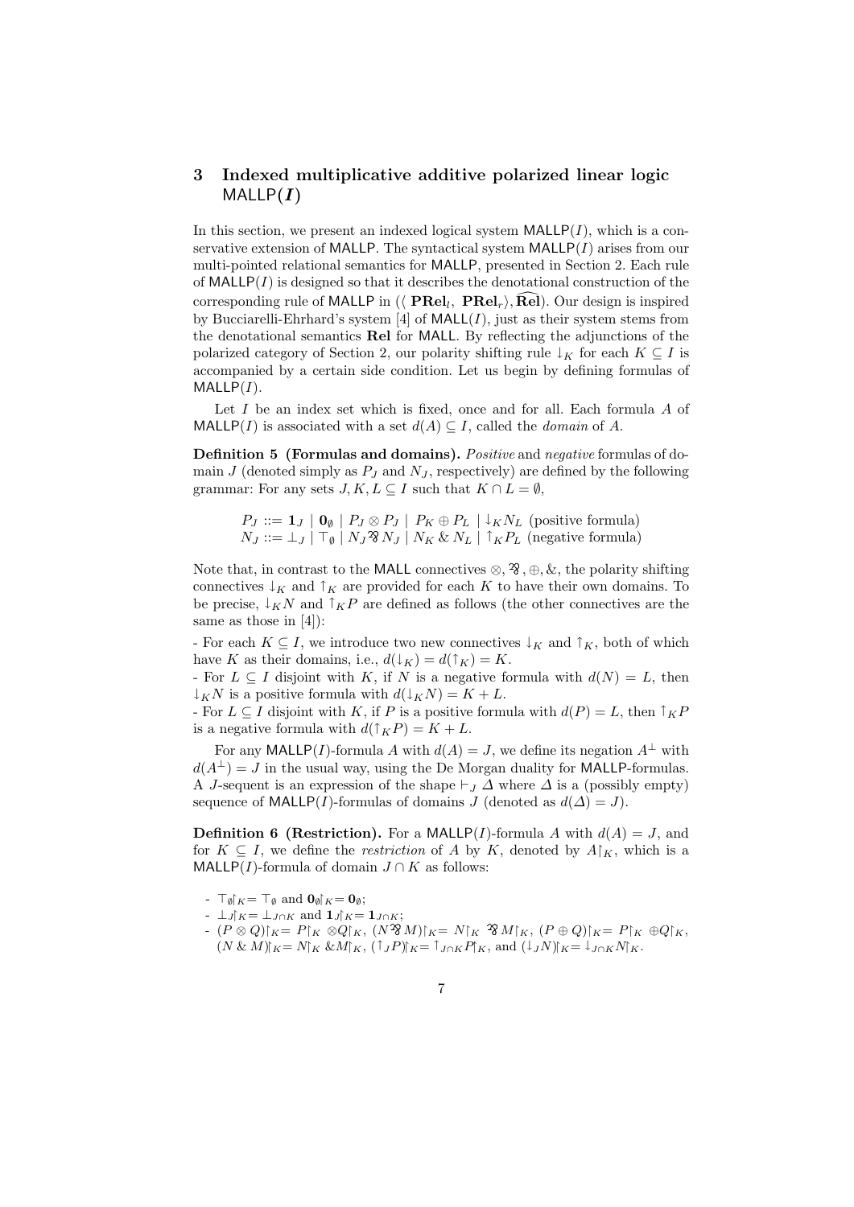## 3 Indexed multiplicative additive polarized linear logic $\mathsf{MALLP}(I)$

In this section, we present an indexed logical system $\mathsf{MALLP}(I)$, which is a conservative extension of $\mathsf{MALLP}$. The syntactical system $\mathsf{MALLP}(I)$ arises from our multi-pointed relational semantics for $\mathsf{MALLP}$, presented in Section 2. Each rule of $\mathsf{MALLP}(I)$ is designed so that it describes the denotational construction of the corresponding rule of $\mathsf{MALLP}$ in $(\langle\, \mathbf{PRel}_l,\ \mathbf{PRel}_r\rangle, \widehat{\mathbf{Rel}})$. Our design is inspired by Bucciarelli-Ehrhard's system [4] of $\mathsf{MALL}(I)$, just as their system stems from the denotational semantics $\mathbf{Rel}$ for $\mathsf{MALL}$. By reflecting the adjunctions of the polarized category of Section 2, our polarity shifting rule $\downarrow_K$ for each $K \subseteq I$ is accompanied by a certain side condition. Let us begin by defining formulas of $\mathsf{MALLP}(I)$.

Let $I$ be an index set which is fixed, once and for all. Each formula $A$ of $\mathsf{MALLP}(I)$ is associated with a set $d(A) \subseteq I$, called the *domain* of $A$.

**Definition 5 (Formulas and domains).** *Positive* and *negative* formulas of domain $J$ (denoted simply as $P_J$ and $N_J$, respectively) are defined by the following grammar: For any sets $J, K, L \subseteq I$ such that $K \cap L = \emptyset$,

$$P_J ::= \mathbf{1}_J \mid \mathbf{0}_\emptyset \mid P_J \otimes P_J \mid P_K \oplus P_L \mid \downarrow_K N_L \text{ (positive formula)}$$
$$N_J ::= \bot_J \mid \top_\emptyset \mid N_J ⅋ N_J \mid N_K \,\&\, N_L \mid \uparrow_K P_L \text{ (negative formula)}$$

Note that, in contrast to the $\mathsf{MALL}$ connectives $\otimes, ⅋, \oplus, \&$, the polarity shifting connectives $\downarrow_K$ and $\uparrow_K$ are provided for each $K$ to have their own domains. To be precise, $\downarrow_K N$ and $\uparrow_K P$ are defined as follows (the other connectives are the same as those in [4]):

- For each $K \subseteq I$, we introduce two new connectives $\downarrow_K$ and $\uparrow_K$, both of which have $K$ as their domains, i.e., $d(\downarrow_K) = d(\uparrow_K) = K$.
- For $L \subseteq I$ disjoint with $K$, if $N$ is a negative formula with $d(N) = L$, then $\downarrow_K N$ is a positive formula with $d(\downarrow_K N) = K + L$.
- For $L \subseteq I$ disjoint with $K$, if $P$ is a positive formula with $d(P) = L$, then $\uparrow_K P$ is a negative formula with $d(\uparrow_K P) = K + L$.

For any $\mathsf{MALLP}(I)$-formula $A$ with $d(A) = J$, we define its negation $A^\perp$ with $d(A^\perp) = J$ in the usual way, using the De Morgan duality for $\mathsf{MALLP}$-formulas. A $J$-sequent is an expression of the shape $\vdash_J \Delta$ where $\Delta$ is a (possibly empty) sequence of $\mathsf{MALLP}(I)$-formulas of domains $J$ (denoted as $d(\Delta) = J$).

**Definition 6 (Restriction).** For a $\mathsf{MALLP}(I)$-formula $A$ with $d(A) = J$, and for $K \subseteq I$, we define the *restriction* of $A$ by $K$, denoted by $A\restriction_K$, which is a $\mathsf{MALLP}(I)$-formula of domain $J \cap K$ as follows:

- $\top_\emptyset\restriction_K = \top_\emptyset$ and $\mathbf{0}_\emptyset\restriction_K = \mathbf{0}_\emptyset$;
- $\bot_J\restriction_K = \bot_{J\cap K}$ and $\mathbf{1}_J\restriction_K = \mathbf{1}_{J\cap K}$;
- $(P \otimes Q)\restriction_K = P\restriction_K \otimes Q\restriction_K$, $(N ⅋ M)\restriction_K = N\restriction_K ⅋ M\restriction_K$, $(P \oplus Q)\restriction_K = P\restriction_K \oplus Q\restriction_K$, $(N \,\&\, M)\restriction_K = N\restriction_K \,\&\, M\restriction_K$, $(\uparrow_J P)\restriction_K = \uparrow_{J\cap K} P\restriction_K$, and $(\downarrow_J N)\restriction_K = \downarrow_{J\cap K} N\restriction_K$.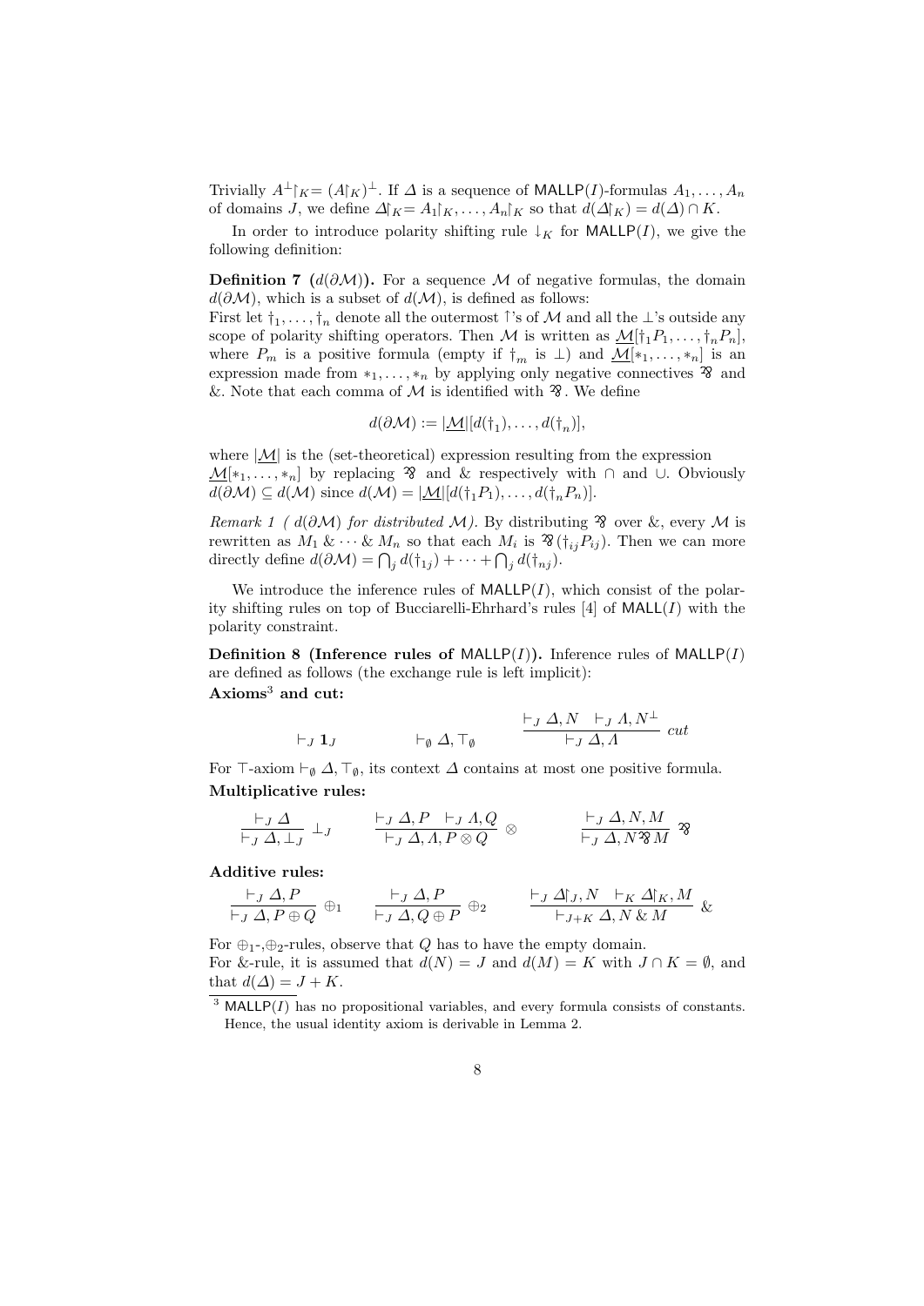Trivially $A^\perp\restriction_K = (A\restriction_K)^\perp$. If $\Delta$ is a sequence of $\mathsf{MALLP}(I)$-formulas $A_1, \ldots, A_n$ of domains $J$, we define $\Delta\restriction_K = A_1\restriction_K, \ldots, A_n\restriction_K$ so that $d(\Delta\restriction_K) = d(\Delta) \cap K$.

In order to introduce polarity shifting rule $\downarrow_K$ for $\mathsf{MALLP}(I)$, we give the following definition:

**Definition 7 ($d(\partial\mathcal{M})$).** For a sequence $\mathcal{M}$ of negative formulas, the domain $d(\partial\mathcal{M})$, which is a subset of $d(\mathcal{M})$, is defined as follows:
First let $\dagger_1, \ldots, \dagger_n$ denote all the outermost $\uparrow$'s of $\mathcal{M}$ and all the $\bot$'s outside any scope of polarity shifting operators. Then $\mathcal{M}$ is written as $\underline{\mathcal{M}}[\dagger_1 P_1, \ldots, \dagger_n P_n]$, where $P_m$ is a positive formula (empty if $\dagger_m$ is $\bot$) and $\underline{\mathcal{M}}[*_1, \ldots, *_n]$ is an expression made from $*_1, \ldots, *_n$ by applying only negative connectives $⅋$ and $\&$. Note that each comma of $\mathcal{M}$ is identified with $⅋$. We define

$$d(\partial\mathcal{M}) := |\underline{\mathcal{M}}|[d(\dagger_1), \ldots, d(\dagger_n)],$$

where $|\underline{\mathcal{M}}|$ is the (set-theoretical) expression resulting from the expression $\underline{\mathcal{M}}[*_1, \ldots, *_n]$ by replacing $⅋$ and $\&$ respectively with $\cap$ and $\cup$. Obviously $d(\partial\mathcal{M}) \subseteq d(\mathcal{M})$ since $d(\mathcal{M}) = |\underline{\mathcal{M}}|[d(\dagger_1 P_1), \ldots, d(\dagger_n P_n)]$.

*Remark 1 ( $d(\partial\mathcal{M})$ for distributed $\mathcal{M}$).* By distributing $⅋$ over $\&$, every $\mathcal{M}$ is rewritten as $M_1 \& \cdots \& M_n$ so that each $M_i$ is $⅋(\dagger_{ij} P_{ij})$. Then we can more directly define $d(\partial\mathcal{M}) = \bigcap_j d(\dagger_{1j}) + \cdots + \bigcap_j d(\dagger_{nj})$.

We introduce the inference rules of $\mathsf{MALLP}(I)$, which consist of the polarity shifting rules on top of Bucciarelli-Ehrhard's rules [4] of $\mathsf{MALL}(I)$ with the polarity constraint.

**Definition 8 (Inference rules of $\mathsf{MALLP}(I)$).** Inference rules of $\mathsf{MALLP}(I)$ are defined as follows (the exchange rule is left implicit):

**Axioms[3] and cut:**

$$\vdash_J \mathbf{1}_J \qquad\qquad \vdash_\emptyset \Delta, \top_\emptyset \qquad\qquad \frac{\vdash_J \Delta, N \quad \vdash_J \Lambda, N^\perp}{\vdash_J \Delta, \Lambda}\ cut$$

For $\top$-axiom $\vdash_\emptyset \Delta, \top_\emptyset$, its context $\Delta$ contains at most one positive formula.

**Multiplicative rules:**

$$\frac{\vdash_J \Delta}{\vdash_J \Delta, \bot_J}\ \bot_J \qquad \frac{\vdash_J \Delta, P \quad \vdash_J \Lambda, Q}{\vdash_J \Delta, \Lambda, P \otimes Q}\ \otimes \qquad \frac{\vdash_J \Delta, N, M}{\vdash_J \Delta, N ⅋ M}\ ⅋$$

**Additive rules:**

$$\frac{\vdash_J \Delta, P}{\vdash_J \Delta, P \oplus Q}\ \oplus_1 \qquad \frac{\vdash_J \Delta, P}{\vdash_J \Delta, Q \oplus P}\ \oplus_2 \qquad \frac{\vdash_J \Delta\restriction_J, N \quad \vdash_K \Delta\restriction_K, M}{\vdash_{J+K} \Delta, N \& M}\ \&$$

For $\oplus_1$-,$\oplus_2$-rules, observe that $Q$ has to have the empty domain.
For $\&$-rule, it is assumed that $d(N) = J$ and $d(M) = K$ with $J \cap K = \emptyset$, and that $d(\Delta) = J + K$.

[3] $\mathsf{MALLP}(I)$ has no propositional variables, and every formula consists of constants. Hence, the usual identity axiom is derivable in Lemma 2.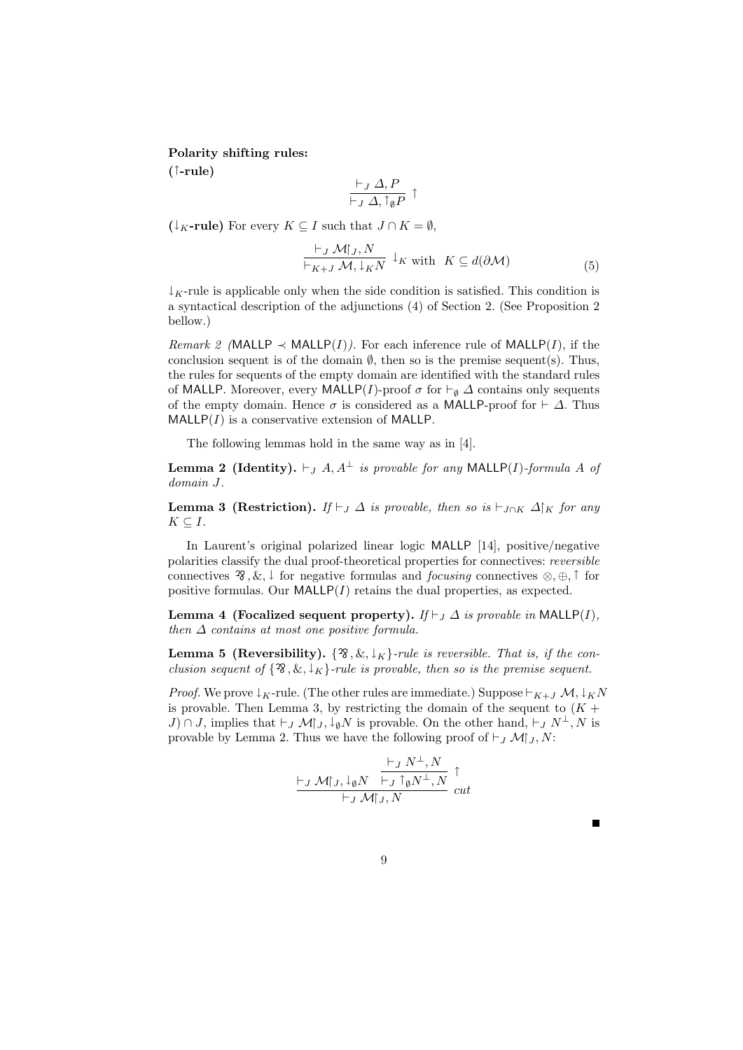**Polarity shifting rules:**

**($\upharpoonleft$-rule)**

$$\frac{\vdash_J \Delta, P}{\vdash_J \Delta, \upharpoonleft_{\emptyset} P} \ \upharpoonleft$$

**($\downarrow_K$-rule)** For every $K \subseteq I$ such that $J \cap K = \emptyset$,

$$\frac{\vdash_J \mathcal{M}\!\restriction_J, N}{\vdash_{K+J} \mathcal{M}, \downarrow_K N} \ \downarrow_K \text{ with } \ K \subseteq d(\partial \mathcal{M}) \tag{5}$$

$\downarrow_K$-rule is applicable only when the side condition is satisfied. This condition is a syntactical description of the adjunctions (4) of Section 2. (See Proposition 2 bellow.)

*Remark 2 ($\mathsf{MALLP} \prec \mathsf{MALLP}(I)$).* For each inference rule of $\mathsf{MALLP}(I)$, if the conclusion sequent is of the domain $\emptyset$, then so is the premise sequent(s). Thus, the rules for sequents of the empty domain are identified with the standard rules of $\mathsf{MALLP}$. Moreover, every $\mathsf{MALLP}(I)$-proof $\sigma$ for $\vdash_{\emptyset} \Delta$ contains only sequents of the empty domain. Hence $\sigma$ is considered as a $\mathsf{MALLP}$-proof for $\vdash \Delta$. Thus $\mathsf{MALLP}(I)$ is a conservative extension of $\mathsf{MALLP}$.

The following lemmas hold in the same way as in [4].

**Lemma 2 (Identity).** *$\vdash_J A, A^{\perp}$ is provable for any $\mathsf{MALLP}(I)$-formula $A$ of domain $J$.*

**Lemma 3 (Restriction).** *If $\vdash_J \Delta$ is provable, then so is $\vdash_{J \cap K} \Delta\!\restriction_K$ for any $K \subseteq I$.*

In Laurent's original polarized linear logic $\mathsf{MALLP}$ [14], positive/negative polarities classify the dual proof-theoretical properties for connectives: *reversible* connectives $⅋, \&, \downarrow$ for negative formulas and *focusing* connectives $\otimes, \oplus, \upharpoonleft$ for positive formulas. Our $\mathsf{MALLP}(I)$ retains the dual properties, as expected.

**Lemma 4 (Focalized sequent property).** *If $\vdash_J \Delta$ is provable in $\mathsf{MALLP}(I)$, then $\Delta$ contains at most one positive formula.*

**Lemma 5 (Reversibility).** *$\{⅋, \&, \downarrow_K\}$-rule is reversible. That is, if the conclusion sequent of $\{⅋, \&, \downarrow_K\}$-rule is provable, then so is the premise sequent.*

*Proof.* We prove $\downarrow_K$-rule. (The other rules are immediate.) Suppose $\vdash_{K+J} \mathcal{M}, \downarrow_K N$ is provable. Then Lemma 3, by restricting the domain of the sequent to $(K + J) \cap J$, implies that $\vdash_J \mathcal{M}\!\restriction_J, \downarrow_{\emptyset} N$ is provable. On the other hand, $\vdash_J N^{\perp}, N$ is provable by Lemma 2. Thus we have the following proof of $\vdash_J \mathcal{M}\!\restriction_J, N$:

$$\frac{\vdash_J \mathcal{M}\!\restriction_J, \downarrow_{\emptyset} N \qquad \dfrac{\vdash_J N^{\perp}, N}{\vdash_J \upharpoonleft_{\emptyset} N^{\perp}, N} \ \upharpoonleft}{\vdash_J \mathcal{M}\!\restriction_J, N} \ cut$$

∎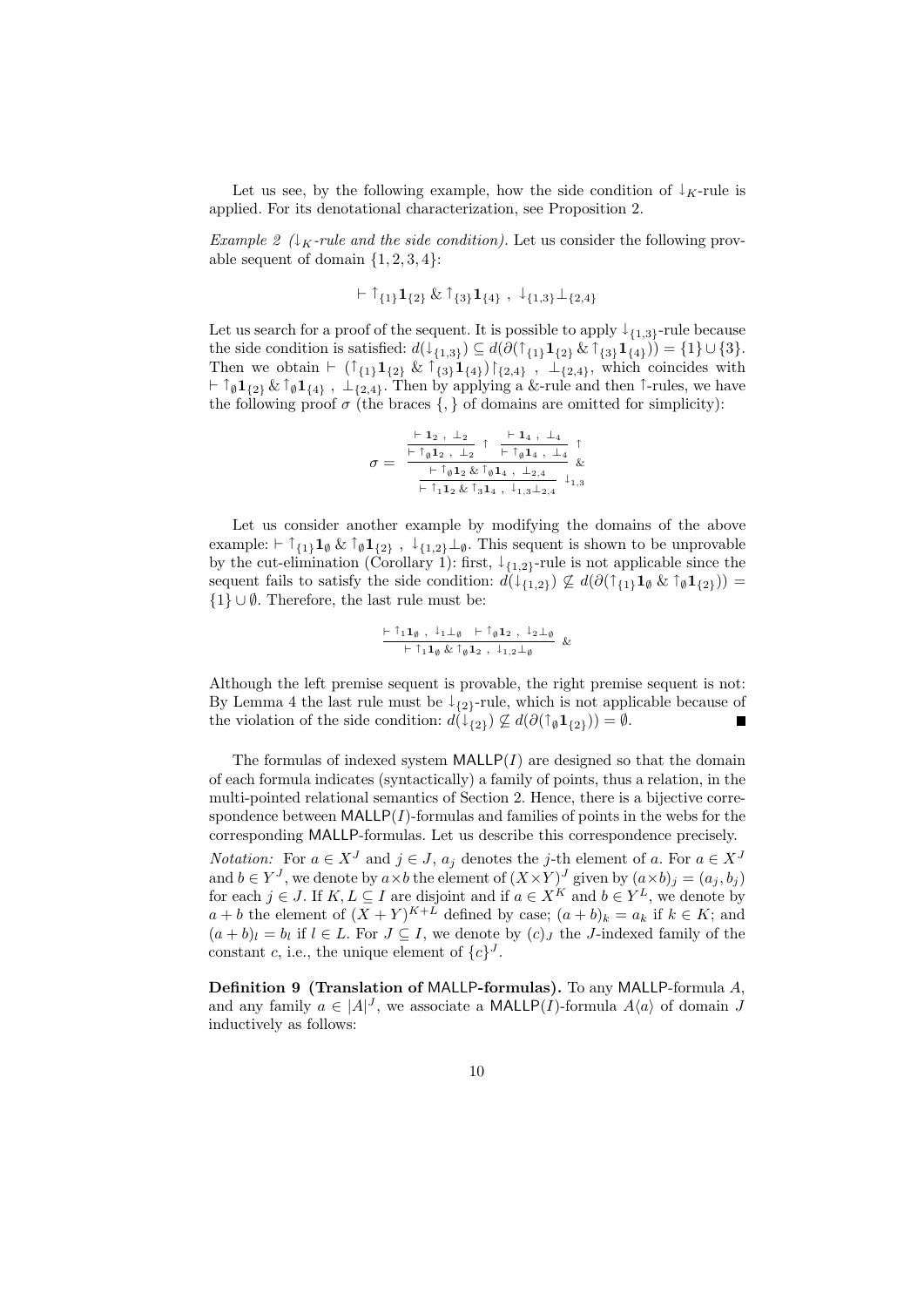Let us see, by the following example, how the side condition of $\downarrow_K$-rule is applied. For its denotational characterization, see Proposition 2.

*Example 2 ($\downarrow_K$-rule and the side condition).* Let us consider the following provable sequent of domain $\{1,2,3,4\}$:

$$\vdash \uparrow_{\{1\}}\mathbf{1}_{\{2\}} \,\&\, \uparrow_{\{3\}}\mathbf{1}_{\{4\}} \;,\; \downarrow_{\{1,3\}}\bot_{\{2,4\}}$$

Let us search for a proof of the sequent. It is possible to apply $\downarrow_{\{1,3\}}$-rule because the side condition is satisfied: $d(\downarrow_{\{1,3\}}) \subseteq d(\partial(\uparrow_{\{1\}}\mathbf{1}_{\{2\}} \,\&\, \uparrow_{\{3\}}\mathbf{1}_{\{4\}})) = \{1\} \cup \{3\}$. Then we obtain $\vdash (\uparrow_{\{1\}}\mathbf{1}_{\{2\}} \,\&\, \uparrow_{\{3\}}\mathbf{1}_{\{4\}})\lceil_{\{2,4\}} \;,\; \bot_{\{2,4\}}$, which coincides with $\vdash \uparrow_\emptyset \mathbf{1}_{\{2\}} \,\&\, \uparrow_\emptyset \mathbf{1}_{\{4\}} \;,\; \bot_{\{2,4\}}$. Then by applying a &-rule and then $\uparrow$-rules, we have the following proof $\sigma$ (the braces $\{,\}$ of domains are omitted for simplicity):

$$\sigma = \dfrac{\dfrac{\dfrac{\vdash \mathbf{1}_2 \;,\; \bot_2}{\vdash \uparrow_\emptyset \mathbf{1}_2 \;,\; \bot_2}\uparrow \quad \dfrac{\vdash \mathbf{1}_4 \;,\; \bot_4}{\vdash \uparrow_\emptyset \mathbf{1}_4 \;,\; \bot_4}\uparrow}{\vdash \uparrow_\emptyset \mathbf{1}_2 \,\&\, \uparrow_\emptyset \mathbf{1}_4 \;,\; \bot_{2,4}}\&}{\vdash \uparrow_1 \mathbf{1}_2 \,\&\, \uparrow_3 \mathbf{1}_4 \;,\; \downarrow_{1,3}\bot_{2,4}}\downarrow_{1,3}$$

Let us consider another example by modifying the domains of the above example: $\vdash \uparrow_{\{1\}}\mathbf{1}_\emptyset \,\&\, \uparrow_\emptyset \mathbf{1}_{\{2\}} \;,\; \downarrow_{\{1,2\}}\bot_\emptyset$. This sequent is shown to be unprovable by the cut-elimination (Corollary 1): first, $\downarrow_{\{1,2\}}$-rule is not applicable since the sequent fails to satisfy the side condition: $d(\downarrow_{\{1,2\}}) \not\subseteq d(\partial(\uparrow_{\{1\}}\mathbf{1}_\emptyset \,\&\, \uparrow_\emptyset \mathbf{1}_{\{2\}})) = \{1\} \cup \emptyset$. Therefore, the last rule must be:

$$\dfrac{\vdash \uparrow_1 \mathbf{1}_\emptyset \;,\; \downarrow_1 \bot_\emptyset \quad \vdash \uparrow_\emptyset \mathbf{1}_2 \;,\; \downarrow_2 \bot_\emptyset}{\vdash \uparrow_1 \mathbf{1}_\emptyset \,\&\, \uparrow_\emptyset \mathbf{1}_2 \;,\; \downarrow_{1,2}\bot_\emptyset}\&$$

Although the left premise sequent is provable, the right premise sequent is not: By Lemma 4 the last rule must be $\downarrow_{\{2\}}$-rule, which is not applicable because of the violation of the side condition: $d(\downarrow_{\{2\}}) \not\subseteq d(\partial(\uparrow_\emptyset \mathbf{1}_{\{2\}})) = \emptyset$. ∎

The formulas of indexed system $\mathsf{MALLP}(I)$ are designed so that the domain of each formula indicates (syntactically) a family of points, thus a relation, in the multi-pointed relational semantics of Section 2. Hence, there is a bijective correspondence between $\mathsf{MALLP}(I)$-formulas and families of points in the webs for the corresponding $\mathsf{MALLP}$-formulas. Let us describe this correspondence precisely.

*Notation:* For $a \in X^J$ and $j \in J$, $a_j$ denotes the $j$-th element of $a$. For $a \in X^J$ and $b \in Y^J$, we denote by $a \times b$ the element of $(X \times Y)^J$ given by $(a \times b)_j = (a_j, b_j)$ for each $j \in J$. If $K, L \subseteq I$ are disjoint and if $a \in X^K$ and $b \in Y^L$, we denote by $a + b$ the element of $(X+Y)^{K+L}$ defined by case; $(a+b)_k = a_k$ if $k \in K$; and $(a+b)_l = b_l$ if $l \in L$. For $J \subseteq I$, we denote by $(c)_J$ the $J$-indexed family of the constant $c$, i.e., the unique element of $\{c\}^J$.

**Definition 9 (Translation of MALLP-formulas).** To any $\mathsf{MALLP}$-formula $A$, and any family $a \in |A|^J$, we associate a $\mathsf{MALLP}(I)$-formula $A\langle a \rangle$ of domain $J$ inductively as follows: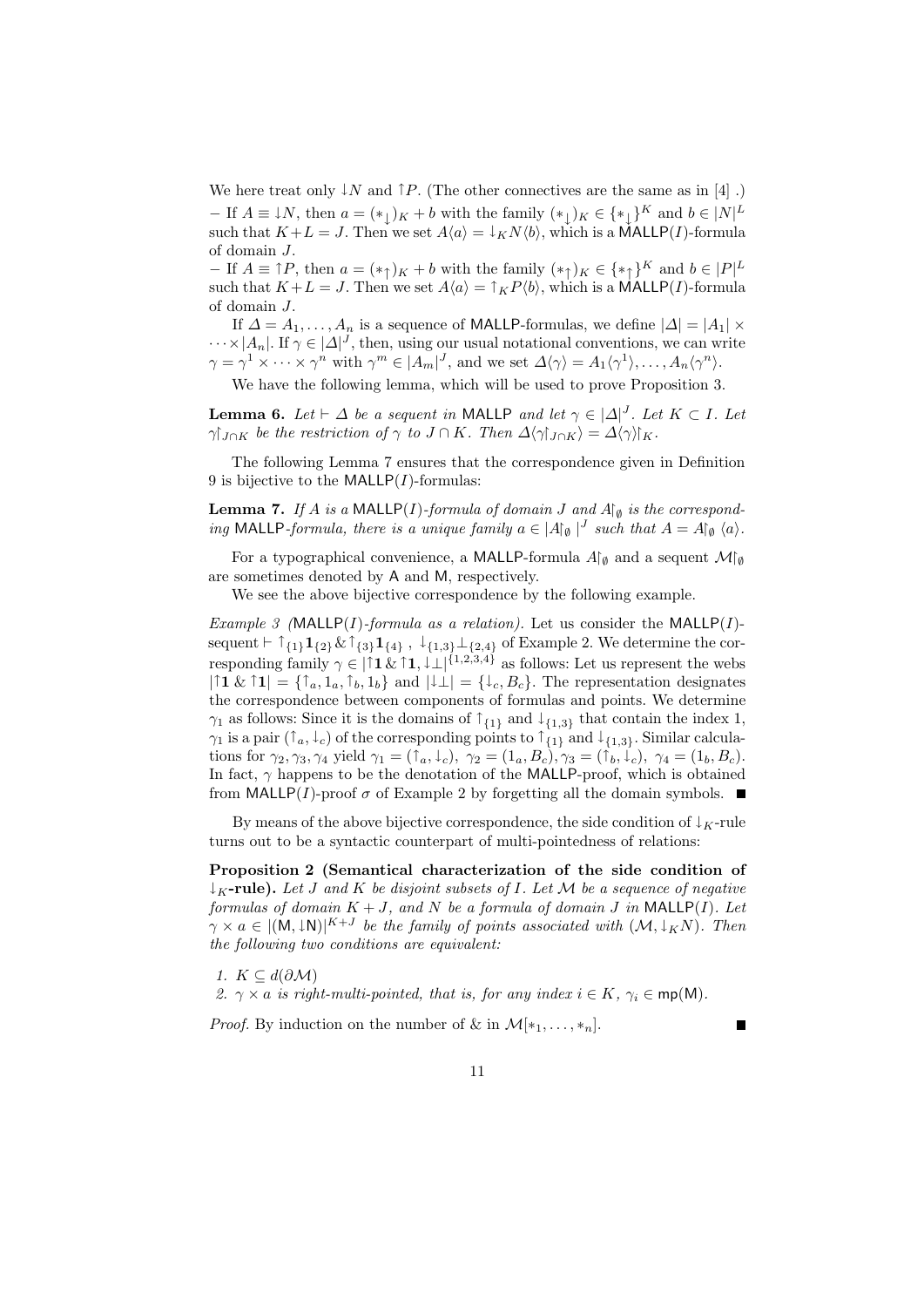We here treat only $\downarrow N$ and $\uparrow P$. (The other connectives are the same as in [4] .)

– If $A \equiv \downarrow N$, then $a = (*_\downarrow)_K + b$ with the family $(*_\downarrow)_K \in \{*_\downarrow\}^K$ and $b \in |N|^L$ such that $K + L = J$. Then we set $A\langle a \rangle = \downarrow_K N\langle b \rangle$, which is a $\mathsf{MALLP}(I)$-formula of domain $J$.

– If $A \equiv \uparrow P$, then $a = (*_\uparrow)_K + b$ with the family $(*_\uparrow)_K \in \{*_\uparrow\}^K$ and $b \in |P|^L$ such that $K + L = J$. Then we set $A\langle a \rangle = \uparrow_K P\langle b \rangle$, which is a $\mathsf{MALLP}(I)$-formula of domain $J$.

If $\Delta = A_1, \ldots, A_n$ is a sequence of $\mathsf{MALLP}$-formulas, we define $|\Delta| = |A_1| \times \cdots \times |A_n|$. If $\gamma \in |\Delta|^J$, then, using our usual notational conventions, we can write $\gamma = \gamma^1 \times \cdots \times \gamma^n$ with $\gamma^m \in |A_m|^J$, and we set $\Delta\langle\gamma\rangle = A_1\langle\gamma^1\rangle, \ldots, A_n\langle\gamma^n\rangle$.

We have the following lemma, which will be used to prove Proposition 3.

**Lemma 6.** *Let* $\vdash \Delta$ *be a sequent in* $\mathsf{MALLP}$ *and let* $\gamma \in |\Delta|^J$. *Let* $K \subset I$. *Let* $\gamma\restriction_{J\cap K}$ *be the restriction of* $\gamma$ *to* $J \cap K$. *Then* $\Delta\langle\gamma\restriction_{J\cap K}\rangle = \Delta\langle\gamma\rangle\restriction_K$.

The following Lemma 7 ensures that the correspondence given in Definition 9 is bijective to the $\mathsf{MALLP}(I)$-formulas:

**Lemma 7.** *If* $A$ *is a* $\mathsf{MALLP}(I)$*-formula of domain* $J$ *and* $A\restriction_\emptyset$ *is the corresponding* $\mathsf{MALLP}$*-formula, there is a unique family* $a \in |A\restriction_\emptyset|^J$ *such that* $A = A\restriction_\emptyset \langle a \rangle$.

For a typographical convenience, a $\mathsf{MALLP}$-formula $A\restriction_\emptyset$ and a sequent $\mathcal{M}\restriction_\emptyset$ are sometimes denoted by $\mathsf{A}$ and $\mathsf{M}$, respectively.

We see the above bijective correspondence by the following example.

*Example 3 (*$\mathsf{MALLP}(I)$*-formula as a relation).* Let us consider the $\mathsf{MALLP}(I)$-sequent $\vdash \uparrow_{\{1\}}\mathbf{1}_{\{2\}} \& \uparrow_{\{3\}}\mathbf{1}_{\{4\}}\ ,\ \downarrow_{\{1,3\}}\bot_{\{2,4\}}$ of Example 2. We determine the corresponding family $\gamma \in |\uparrow\mathbf{1} \& \uparrow\mathbf{1}, \downarrow\bot|^{\{1,2,3,4\}}$ as follows: Let us represent the webs $|\uparrow\mathbf{1} \& \uparrow\mathbf{1}| = \{\uparrow_a, 1_a, \uparrow_b, 1_b\}$ and $|\downarrow\bot| = \{\downarrow_c, B_c\}$. The representation designates the correspondence between components of formulas and points. We determine $\gamma_1$ as follows: Since it is the domains of $\uparrow_{\{1\}}$ and $\downarrow_{\{1,3\}}$ that contain the index 1, $\gamma_1$ is a pair $(\uparrow_a, \downarrow_c)$ of the corresponding points to $\uparrow_{\{1\}}$ and $\downarrow_{\{1,3\}}$. Similar calculations for $\gamma_2, \gamma_3, \gamma_4$ yield $\gamma_1 = (\uparrow_a, \downarrow_c),\ \gamma_2 = (1_a, B_c), \gamma_3 = (\uparrow_b, \downarrow_c),\ \gamma_4 = (1_b, B_c)$. In fact, $\gamma$ happens to be the denotation of the $\mathsf{MALLP}$-proof, which is obtained from $\mathsf{MALLP}(I)$-proof $\sigma$ of Example 2 by forgetting all the domain symbols. ∎

By means of the above bijective correspondence, the side condition of $\downarrow_K$-rule turns out to be a syntactic counterpart of multi-pointedness of relations:

**Proposition 2 (Semantical characterization of the side condition of $\downarrow_K$-rule).** *Let* $J$ *and* $K$ *be disjoint subsets of* $I$. *Let* $\mathcal{M}$ *be a sequence of negative formulas of domain* $K + J$, *and* $N$ *be a formula of domain* $J$ *in* $\mathsf{MALLP}(I)$. *Let* $\gamma \times a \in |(\mathsf{M}, \downarrow\mathsf{N})|^{K+J}$ *be the family of points associated with* $(\mathcal{M}, \downarrow_K N)$. *Then the following two conditions are equivalent:*

1. $K \subseteq d(\partial\mathcal{M})$
2. $\gamma \times a$ *is right-multi-pointed, that is, for any index* $i \in K$, $\gamma_i \in \mathsf{mp}(\mathsf{M})$.

*Proof.* By induction on the number of & in $\mathcal{M}[*_1, \ldots, *_n]$. ∎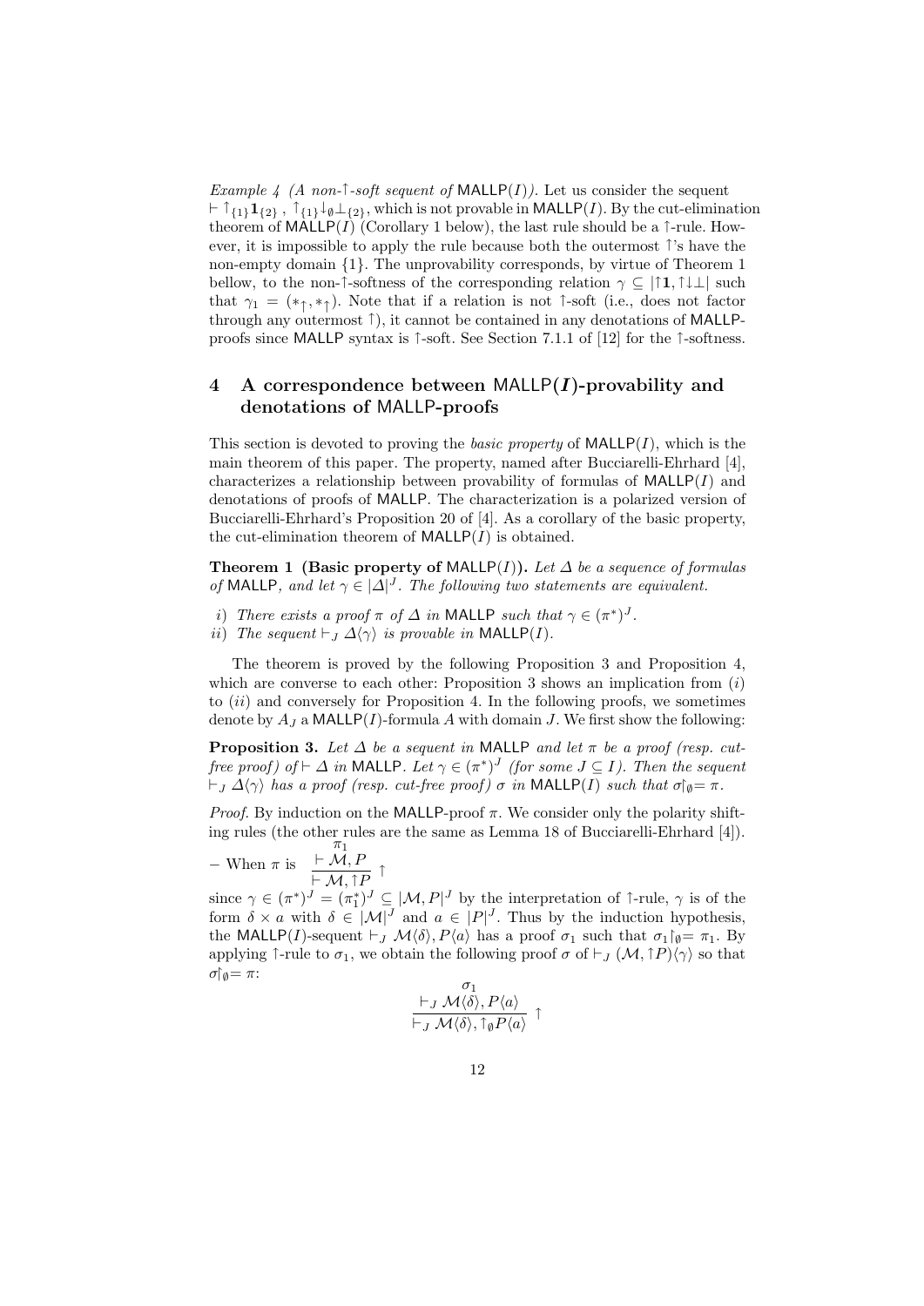*Example 4 (A non-$\upharpoonright$-soft sequent of* $\mathsf{MALLP}(I)$*).* Let us consider the sequent $\vdash \upharpoonright_{\{1\}}\mathbf{1}_{\{2\}}\,,\ \upharpoonright_{\{1\}}\downarrow_{\emptyset}\bot_{\{2\}}$, which is not provable in $\mathsf{MALLP}(I)$. By the cut-elimination theorem of $\mathsf{MALLP}(I)$ (Corollary 1 below), the last rule should be a $\upharpoonright$-rule. However, it is impossible to apply the rule because both the outermost $\upharpoonright$'s have the non-empty domain $\{1\}$. The unprovability corresponds, by virtue of Theorem 1 bellow, to the non-$\upharpoonright$-softness of the corresponding relation $\gamma \subseteq |\upharpoonright\mathbf{1}, \upharpoonright\downarrow\bot|$ such that $\gamma_1 = (*_\upharpoonright, *_\upharpoonright)$. Note that if a relation is not $\upharpoonright$-soft (i.e., does not factor through any outermost $\upharpoonright$), it cannot be contained in any denotations of $\mathsf{MALLP}$-proofs since $\mathsf{MALLP}$ syntax is $\upharpoonright$-soft. See Section 7.1.1 of [12] for the $\upharpoonright$-softness.

## 4 A correspondence between $\mathsf{MALLP}(I)$-provability and denotations of $\mathsf{MALLP}$-proofs

This section is devoted to proving the *basic property* of $\mathsf{MALLP}(I)$, which is the main theorem of this paper. The property, named after Bucciarelli-Ehrhard [4], characterizes a relationship between provability of formulas of $\mathsf{MALLP}(I)$ and denotations of proofs of $\mathsf{MALLP}$. The characterization is a polarized version of Bucciarelli-Ehrhard's Proposition 20 of [4]. As a corollary of the basic property, the cut-elimination theorem of $\mathsf{MALLP}(I)$ is obtained.

**Theorem 1 (Basic property of $\mathsf{MALLP}(I)$).** *Let $\Delta$ be a sequence of formulas of $\mathsf{MALLP}$, and let $\gamma \in |\Delta|^J$. The following two statements are equivalent.*

*i) There exists a proof $\pi$ of $\Delta$ in $\mathsf{MALLP}$ such that $\gamma \in (\pi^*)^J$.*
*ii) The sequent $\vdash_J \Delta\langle\gamma\rangle$ is provable in $\mathsf{MALLP}(I)$.*

The theorem is proved by the following Proposition 3 and Proposition 4, which are converse to each other: Proposition 3 shows an implication from $(i)$ to $(ii)$ and conversely for Proposition 4. In the following proofs, we sometimes denote by $A_J$ a $\mathsf{MALLP}(I)$-formula $A$ with domain $J$. We first show the following:

**Proposition 3.** *Let $\Delta$ be a sequent in $\mathsf{MALLP}$ and let $\pi$ be a proof (resp. cut-free proof) of $\vdash \Delta$ in $\mathsf{MALLP}$. Let $\gamma \in (\pi^*)^J$ (for some $J \subseteq I$). Then the sequent $\vdash_J \Delta\langle\gamma\rangle$ has a proof (resp. cut-free proof) $\sigma$ in $\mathsf{MALLP}(I)$ such that $\sigma\upharpoonright_\emptyset = \pi$.*

*Proof.* By induction on the $\mathsf{MALLP}$-proof $\pi$. We consider only the polarity shifting rules (the other rules are the same as Lemma 18 of Bucciarelli-Ehrhard [4]).

– When $\pi$ is $\dfrac{\overset{\pi_1}{\vdash \mathcal{M}, P}}{\vdash \mathcal{M}, \upharpoonright P}\ \upharpoonright$

since $\gamma \in (\pi^*)^J = (\pi_1^*)^J \subseteq |\mathcal{M}, P|^J$ by the interpretation of $\upharpoonright$-rule, $\gamma$ is of the form $\delta \times a$ with $\delta \in |\mathcal{M}|^J$ and $a \in |P|^J$. Thus by the induction hypothesis, the $\mathsf{MALLP}(I)$-sequent $\vdash_J \mathcal{M}\langle\delta\rangle, P\langle a\rangle$ has a proof $\sigma_1$ such that $\sigma_1\upharpoonright_\emptyset = \pi_1$. By applying $\upharpoonright$-rule to $\sigma_1$, we obtain the following proof $\sigma$ of $\vdash_J (\mathcal{M}, \upharpoonright P)\langle\gamma\rangle$ so that $\sigma\upharpoonright_\emptyset = \pi$:

$$\dfrac{\overset{\sigma_1}{\vdash_J \mathcal{M}\langle\delta\rangle, P\langle a\rangle}}{\vdash_J \mathcal{M}\langle\delta\rangle, \upharpoonright_\emptyset P\langle a\rangle}\ \upharpoonright$$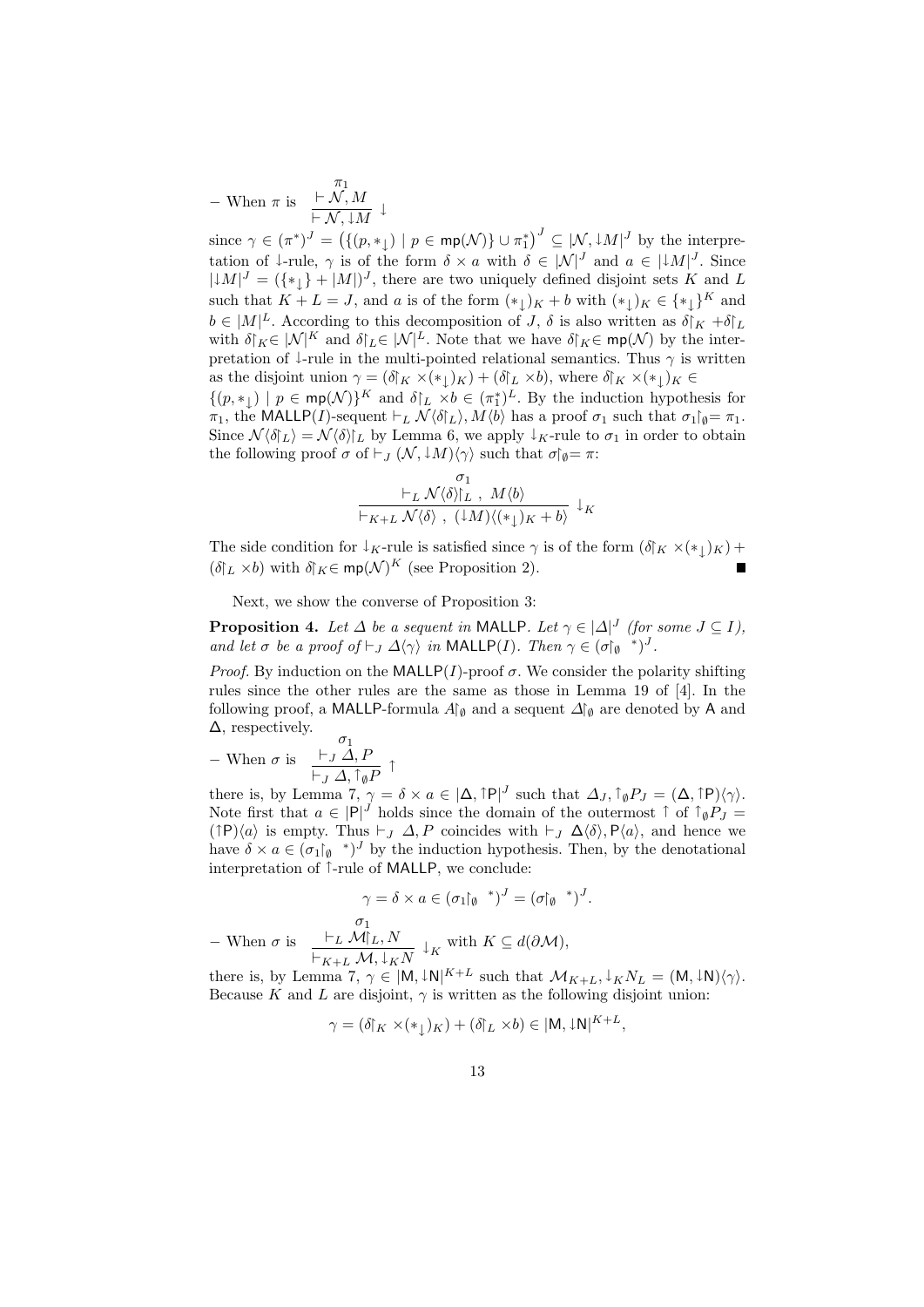– When $\pi$ is $\dfrac{\overset{\pi_1}{\vdash \mathcal{N}, M}}{\vdash \mathcal{N}, {\downarrow} M}\ {\downarrow}$

since $\gamma \in (\pi^*)^J = \left(\{(p, *_\downarrow) \mid p \in \mathsf{mp}(\mathcal{N})\} \cup \pi_1^*\right)^J \subseteq |\mathcal{N}, {\downarrow} M|^J$ by the interpretation of ${\downarrow}$-rule, $\gamma$ is of the form $\delta \times a$ with $\delta \in |\mathcal{N}|^J$ and $a \in |{\downarrow} M|^J$. Since $|{\downarrow} M|^J = (\{*_\downarrow\} + |M|)^J$, there are two uniquely defined disjoint sets $K$ and $L$ such that $K + L = J$, and $a$ is of the form $(*_\downarrow)_K + b$ with $(*_\downarrow)_K \in \{*_\downarrow\}^K$ and $b \in |M|^L$. According to this decomposition of $J$, $\delta$ is also written as $\delta{\restriction_K} + \delta{\restriction_L}$ with $\delta{\restriction_K} \in |\mathcal{N}|^K$ and $\delta{\restriction_L} \in |\mathcal{N}|^L$. Note that we have $\delta{\restriction_K} \in \mathsf{mp}(\mathcal{N})$ by the interpretation of ${\downarrow}$-rule in the multi-pointed relational semantics. Thus $\gamma$ is written as the disjoint union $\gamma = (\delta{\restriction_K} \times (*_\downarrow)_K) + (\delta{\restriction_L} \times b)$, where $\delta{\restriction_K} \times (*_\downarrow)_K \in \{(p, *_\downarrow) \mid p \in \mathsf{mp}(\mathcal{N})\}^K$ and $\delta{\restriction_L} \times b \in (\pi_1^*)^L$. By the induction hypothesis for $\pi_1$, the $\mathsf{MALLP}(I)$-sequent $\vdash_L \mathcal{N}\langle \delta{\restriction_L}\rangle, M\langle b\rangle$ has a proof $\sigma_1$ such that $\sigma_1{\restriction_\emptyset} = \pi_1$. Since $\mathcal{N}\langle \delta{\restriction_L}\rangle = \mathcal{N}\langle \delta\rangle{\restriction_L}$ by Lemma 6, we apply ${\downarrow}_K$-rule to $\sigma_1$ in order to obtain the following proof $\sigma$ of $\vdash_J (\mathcal{N}, {\downarrow} M)\langle\gamma\rangle$ such that $\sigma{\restriction_\emptyset} = \pi$:

$$\dfrac{\overset{\sigma_1}{\vdash_L \mathcal{N}\langle\delta\rangle{\restriction_L}\ ,\ M\langle b\rangle}}{\vdash_{K+L} \mathcal{N}\langle\delta\rangle\ ,\ ({\downarrow} M)\langle (*_\downarrow)_K + b\rangle}\ {\downarrow_K}$$

The side condition for ${\downarrow}_K$-rule is satisfied since $\gamma$ is of the form $(\delta{\restriction_K} \times (*_\downarrow)_K) + (\delta{\restriction_L} \times b)$ with $\delta{\restriction_K} \in \mathsf{mp}(\mathcal{N})^K$ (see Proposition 2). ∎

Next, we show the converse of Proposition 3:

**Proposition 4.** *Let $\Delta$ be a sequent in* MALLP*. Let $\gamma \in |\Delta|^J$ (for some $J \subseteq I$), and let $\sigma$ be a proof of $\vdash_J \Delta\langle\gamma\rangle$ in* $\mathsf{MALLP}(I)$*. Then $\gamma \in (\sigma{\restriction_\emptyset}\ ^*)^J$.*

*Proof.* By induction on the $\mathsf{MALLP}(I)$-proof $\sigma$. We consider the polarity shifting rules since the other rules are the same as those in Lemma 19 of [4]. In the following proof, a MALLP-formula $A{\restriction_\emptyset}$ and a sequent $\Delta{\restriction_\emptyset}$ are denoted by $\mathsf{A}$ and $\mathsf{\Delta}$, respectively.

– When $\sigma$ is $\dfrac{\overset{\sigma_1}{\vdash_J \Delta, P}}{\vdash_J \Delta, {\uparrow_\emptyset} P}\ {\uparrow}$

there is, by Lemma 7, $\gamma = \delta \times a \in |\mathsf{\Delta}, {\uparrow}\mathsf{P}|^J$ such that $\Delta_J, {\uparrow_\emptyset} P_J = (\mathsf{\Delta}, {\uparrow}\mathsf{P})\langle\gamma\rangle$. Note first that $a \in |\mathsf{P}|^J$ holds since the domain of the outermost ${\uparrow}$ of ${\uparrow_\emptyset} P_J = ({\uparrow}\mathsf{P})\langle a\rangle$ is empty. Thus $\vdash_J \Delta, P$ coincides with $\vdash_J \mathsf{\Delta}\langle\delta\rangle, \mathsf{P}\langle a\rangle$, and hence we have $\delta \times a \in (\sigma_1{\restriction_\emptyset}\ ^*)^J$ by the induction hypothesis. Then, by the denotational interpretation of ${\uparrow}$-rule of MALLP, we conclude:

$$\gamma = \delta \times a \in (\sigma_1{\restriction_\emptyset}\ ^*)^J = (\sigma{\restriction_\emptyset}\ ^*)^J.$$

– When $\sigma$ is $\dfrac{\overset{\sigma_1}{\vdash_L \mathcal{M}{\restriction_L}, N}}{\vdash_{K+L} \mathcal{M}, {\downarrow_K} N}\ {\downarrow_K}$ with $K \subseteq d(\partial\mathcal{M})$,

there is, by Lemma 7, $\gamma \in |\mathsf{M}, {\downarrow}\mathsf{N}|^{K+L}$ such that $\mathcal{M}_{K+L}, {\downarrow_K} N_L = (\mathsf{M}, {\downarrow}\mathsf{N})\langle\gamma\rangle$. Because $K$ and $L$ are disjoint, $\gamma$ is written as the following disjoint union:

$$\gamma = (\delta{\restriction_K} \times (*_\downarrow)_K) + (\delta{\restriction_L} \times b) \in |\mathsf{M}, {\downarrow}\mathsf{N}|^{K+L},$$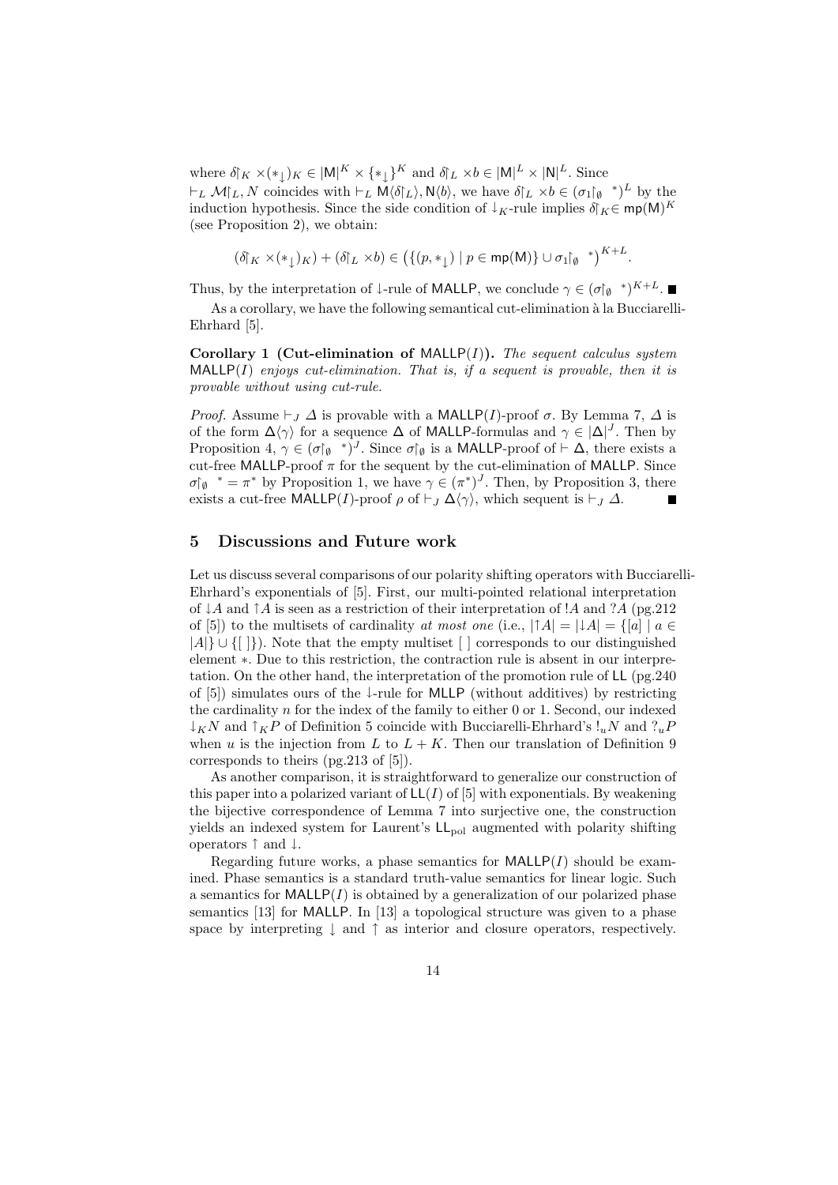where $\delta\restriction_K \times (*_\downarrow)_K \in |\mathsf{M}|^K \times \{*_\downarrow\}^K$ and $\delta\restriction_L \times b \in |\mathsf{M}|^L \times |\mathsf{N}|^L$. Since $\vdash_L \mathcal{M}\restriction_L, N$ coincides with $\vdash_L \mathsf{M}\langle\delta\restriction_L\rangle, \mathsf{N}\langle b\rangle$, we have $\delta\restriction_L \times b \in (\sigma_1\restriction_\emptyset{}^*)^L$ by the induction hypothesis. Since the side condition of $\downarrow_K$-rule implies $\delta\restriction_K \in \mathsf{mp}(\mathsf{M})^K$ (see Proposition 2), we obtain:

$$(\delta\restriction_K \times (*_\downarrow)_K) + (\delta\restriction_L \times b) \in \left(\{(p, *_\downarrow) \mid p \in \mathsf{mp}(\mathsf{M})\} \cup \sigma_1\restriction_\emptyset{}^*\right)^{K+L}.$$

Thus, by the interpretation of $\downarrow$-rule of MALLP, we conclude $\gamma \in (\sigma\restriction_\emptyset{}^*)^{K+L}$. ■

As a corollary, we have the following semantical cut-elimination à la Bucciarelli-Ehrhard [5].

**Corollary 1 (Cut-elimination of MALLP$(I)$).** *The sequent calculus system MALLP$(I)$ enjoys cut-elimination. That is, if a sequent is provable, then it is provable without using cut-rule.*

*Proof.* Assume $\vdash_J \Delta$ is provable with a MALLP$(I)$-proof $\sigma$. By Lemma 7, $\Delta$ is of the form $\mathsf{\Delta}\langle\gamma\rangle$ for a sequence $\mathsf{\Delta}$ of MALLP-formulas and $\gamma \in |\mathsf{\Delta}|^J$. Then by Proposition 4, $\gamma \in (\sigma\restriction_\emptyset{}^*)^J$. Since $\sigma\restriction_\emptyset$ is a MALLP-proof of $\vdash \mathsf{\Delta}$, there exists a cut-free MALLP-proof $\pi$ for the sequent by the cut-elimination of MALLP. Since $\sigma\restriction_\emptyset{}^* = \pi^*$ by Proposition 1, we have $\gamma \in (\pi^*)^J$. Then, by Proposition 3, there exists a cut-free MALLP$(I)$-proof $\rho$ of $\vdash_J \mathsf{\Delta}\langle\gamma\rangle$, which sequent is $\vdash_J \Delta$. ■

## 5 Discussions and Future work

Let us discuss several comparisons of our polarity shifting operators with Bucciarelli-Ehrhard's exponentials of [5]. First, our multi-pointed relational interpretation of $\downarrow A$ and $\uparrow A$ is seen as a restriction of their interpretation of $!A$ and $?A$ (pg.212 of [5]) to the multisets of cardinality *at most one* (i.e., $|\uparrow A| = |\downarrow A| = \{[a] \mid a \in |A|\} \cup \{[\,]\}$). Note that the empty multiset $[\,]$ corresponds to our distinguished element $*$. Due to this restriction, the contraction rule is absent in our interpretation. On the other hand, the interpretation of the promotion rule of LL (pg.240 of [5]) simulates ours of the $\downarrow$-rule for MLLP (without additives) by restricting the cardinality $n$ for the index of the family to either 0 or 1. Second, our indexed $\downarrow_K N$ and $\uparrow_K P$ of Definition 5 coincide with Bucciarelli-Ehrhard's $!_u N$ and $?_u P$ when $u$ is the injection from $L$ to $L + K$. Then our translation of Definition 9 corresponds to theirs (pg.213 of [5]).

As another comparison, it is straightforward to generalize our construction of this paper into a polarized variant of LL$(I)$ of [5] with exponentials. By weakening the bijective correspondence of Lemma 7 into surjective one, the construction yields an indexed system for Laurent's $\mathsf{LL}_{\mathrm{pol}}$ augmented with polarity shifting operators $\uparrow$ and $\downarrow$.

Regarding future works, a phase semantics for MALLP$(I)$ should be examined. Phase semantics is a standard truth-value semantics for linear logic. Such a semantics for MALLP$(I)$ is obtained by a generalization of our polarized phase semantics [13] for MALLP. In [13] a topological structure was given to a phase space by interpreting $\downarrow$ and $\uparrow$ as interior and closure operators, respectively.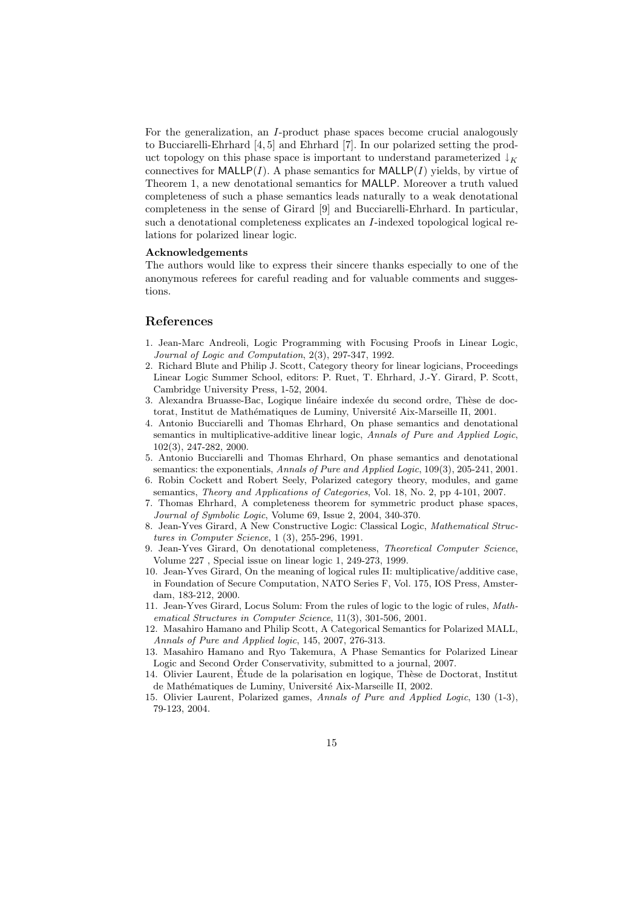For the generalization, an $I$-product phase spaces become crucial analogously to Bucciarelli-Ehrhard [4, 5] and Ehrhard [7]. In our polarized setting the product topology on this phase space is important to understand parameterized $\downarrow_K$ connectives for $\mathsf{MALLP}(I)$. A phase semantics for $\mathsf{MALLP}(I)$ yields, by virtue of Theorem 1, a new denotational semantics for $\mathsf{MALLP}$. Moreover a truth valued completeness of such a phase semantics leads naturally to a weak denotational completeness in the sense of Girard [9] and Bucciarelli-Ehrhard. In particular, such a denotational completeness explicates an $I$-indexed topological logical relations for polarized linear logic.

**Acknowledgements**

The authors would like to express their sincere thanks especially to one of the anonymous referees for careful reading and for valuable comments and suggestions.

## References

1. Jean-Marc Andreoli, Logic Programming with Focusing Proofs in Linear Logic, *Journal of Logic and Computation*, 2(3), 297-347, 1992.
2. Richard Blute and Philip J. Scott, Category theory for linear logicians, Proceedings Linear Logic Summer School, editors: P. Ruet, T. Ehrhard, J.-Y. Girard, P. Scott, Cambridge University Press, 1-52, 2004.
3. Alexandra Bruasse-Bac, Logique linéaire indexée du second ordre, Thèse de doctorat, Institut de Mathématiques de Luminy, Université Aix-Marseille II, 2001.
4. Antonio Bucciarelli and Thomas Ehrhard, On phase semantics and denotational semantics in multiplicative-additive linear logic, *Annals of Pure and Applied Logic*, 102(3), 247-282, 2000.
5. Antonio Bucciarelli and Thomas Ehrhard, On phase semantics and denotational semantics: the exponentials, *Annals of Pure and Applied Logic*, 109(3), 205-241, 2001.
6. Robin Cockett and Robert Seely, Polarized category theory, modules, and game semantics, *Theory and Applications of Categories*, Vol. 18, No. 2, pp 4-101, 2007.
7. Thomas Ehrhard, A completeness theorem for symmetric product phase spaces, *Journal of Symbolic Logic*, Volume 69, Issue 2, 2004, 340-370.
8. Jean-Yves Girard, A New Constructive Logic: Classical Logic, *Mathematical Structures in Computer Science*, 1 (3), 255-296, 1991.
9. Jean-Yves Girard, On denotational completeness, *Theoretical Computer Science*, Volume 227 , Special issue on linear logic 1, 249-273, 1999.
10. Jean-Yves Girard, On the meaning of logical rules II: multiplicative/additive case, in Foundation of Secure Computation, NATO Series F, Vol. 175, IOS Press, Amsterdam, 183-212, 2000.
11. Jean-Yves Girard, Locus Solum: From the rules of logic to the logic of rules, *Mathematical Structures in Computer Science*, 11(3), 301-506, 2001.
12. Masahiro Hamano and Philip Scott, A Categorical Semantics for Polarized MALL, *Annals of Pure and Applied logic*, 145, 2007, 276-313.
13. Masahiro Hamano and Ryo Takemura, A Phase Semantics for Polarized Linear Logic and Second Order Conservativity, submitted to a journal, 2007.
14. Olivier Laurent, Étude de la polarisation en logique, Thèse de Doctorat, Institut de Mathématiques de Luminy, Université Aix-Marseille II, 2002.
15. Olivier Laurent, Polarized games, *Annals of Pure and Applied Logic*, 130 (1-3), 79-123, 2004.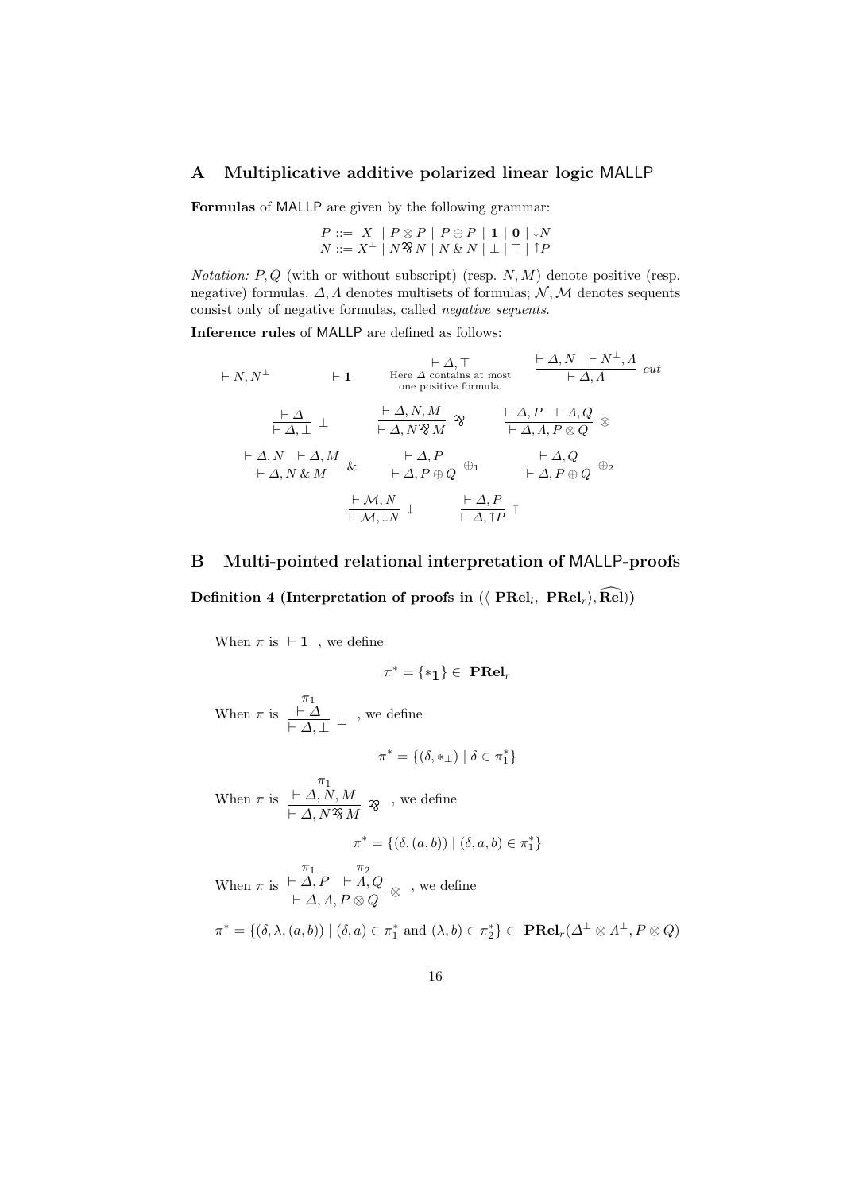## A Multiplicative additive polarized linear logic MALLP

**Formulas** of MALLP are given by the following grammar:

$$P ::= X \mid P \otimes P \mid P \oplus P \mid \mathbf{1} \mid \mathbf{0} \mid \downarrow N$$
$$N ::= X^\perp \mid N \parr N \mid N \,\&\, N \mid \perp \mid \top \mid \uparrow P$$

*Notation:* $P, Q$ (with or without subscript) (resp. $N, M$) denote positive (resp. negative) formulas. $\Delta, \Lambda$ denotes multisets of formulas; $\mathcal{N}, \mathcal{M}$ denotes sequents consist only of negative formulas, called *negative sequents*.

**Inference rules** of MALLP are defined as follows:

$$\vdash N, N^\perp \qquad \vdash \mathbf{1} \qquad \vdash \Delta, \top \;\; \text{(Here } \Delta \text{ contains at most one positive formula.)} \qquad \frac{\vdash \Delta, N \quad \vdash N^\perp, \Lambda}{\vdash \Delta, \Lambda}\; cut$$

$$\frac{\vdash \Delta}{\vdash \Delta, \perp}\; \perp \qquad \frac{\vdash \Delta, N, M}{\vdash \Delta, N \parr M}\; \parr \qquad \frac{\vdash \Delta, P \quad \vdash \Lambda, Q}{\vdash \Delta, \Lambda, P \otimes Q}\; \otimes$$

$$\frac{\vdash \Delta, N \quad \vdash \Delta, M}{\vdash \Delta, N \,\&\, M}\; \& \qquad \frac{\vdash \Delta, P}{\vdash \Delta, P \oplus Q}\; \oplus_1 \qquad \frac{\vdash \Delta, Q}{\vdash \Delta, P \oplus Q}\; \oplus_2$$

$$\frac{\vdash \mathcal{M}, N}{\vdash \mathcal{M}, \downarrow N}\; \downarrow \qquad \frac{\vdash \Delta, P}{\vdash \Delta, \uparrow P}\; \uparrow$$

## B Multi-pointed relational interpretation of MALLP-proofs

**Definition 4 (Interpretation of proofs in $(\langle\, \mathbf{PRel}_l,\ \mathbf{PRel}_r\rangle, \widehat{\mathbf{Rel}})$)**

When $\pi$ is $\vdash \mathbf{1}$ , we define

$$\pi^* = \{*_{\mathbf{1}}\} \in \mathbf{PRel}_r$$

When $\pi$ is $\dfrac{\overset{\pi_1}{\vdash \Delta}}{\vdash \Delta, \perp}\; \perp$ , we define

$$\pi^* = \{(\delta, *_\perp) \mid \delta \in \pi_1^*\}$$

When $\pi$ is $\dfrac{\overset{\pi_1}{\vdash \Delta, N, M}}{\vdash \Delta, N \parr M}\; \parr$ , we define

$$\pi^* = \{(\delta, (a, b)) \mid (\delta, a, b) \in \pi_1^*\}$$

When $\pi$ is $\dfrac{\overset{\pi_1}{\vdash \Delta, P} \quad \overset{\pi_2}{\vdash \Lambda, Q}}{\vdash \Delta, \Lambda, P \otimes Q}\; \otimes$ , we define

$$\pi^* = \{(\delta, \lambda, (a, b)) \mid (\delta, a) \in \pi_1^* \text{ and } (\lambda, b) \in \pi_2^*\} \in \mathbf{PRel}_r(\Delta^\perp \otimes \Lambda^\perp, P \otimes Q)$$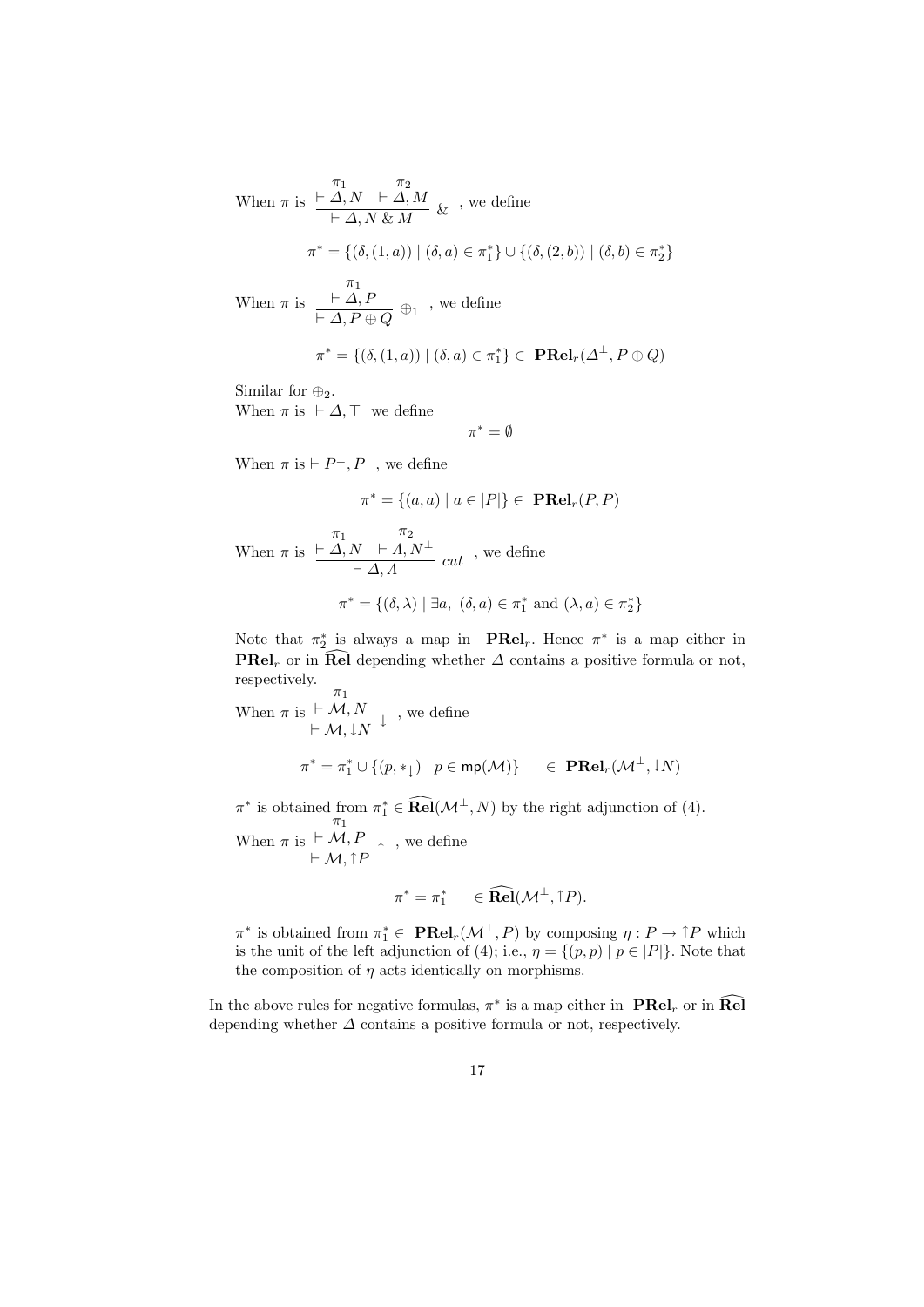When $\pi$ is $\dfrac{\overset{\pi_1}{\vdash \Delta, N} \quad \overset{\pi_2}{\vdash \Delta, M}}{\vdash \Delta, N \,\&\, M}\ \&$ , we define

$$\pi^* = \{(\delta, (1, a)) \mid (\delta, a) \in \pi_1^*\} \cup \{(\delta, (2, b)) \mid (\delta, b) \in \pi_2^*\}$$

When $\pi$ is $\dfrac{\overset{\pi_1}{\vdash \Delta, P}}{\vdash \Delta, P \oplus Q}\ \oplus_1$ , we define

$$\pi^* = \{(\delta, (1, a)) \mid (\delta, a) \in \pi_1^*\} \in \mathbf{PRel}_r(\Delta^\perp, P \oplus Q)$$

Similar for $\oplus_2$.
When $\pi$ is $\vdash \Delta, \top$ we define

$$\pi^* = \emptyset$$

When $\pi$ is $\vdash P^\perp, P$ , we define

$$\pi^* = \{(a, a) \mid a \in |P|\} \in \mathbf{PRel}_r(P, P)$$

When $\pi$ is $\dfrac{\overset{\pi_1}{\vdash \Delta, N} \quad \overset{\pi_2}{\vdash \Lambda, N^\perp}}{\vdash \Delta, \Lambda}\ cut$ , we define

$$\pi^* = \{(\delta, \lambda) \mid \exists a,\ (\delta, a) \in \pi_1^* \text{ and } (\lambda, a) \in \pi_2^*\}$$

Note that $\pi_2^*$ is always a map in $\mathbf{PRel}_r$. Hence $\pi^*$ is a map either in $\mathbf{PRel}_r$ or in $\widehat{\mathbf{Rel}}$ depending whether $\Delta$ contains a positive formula or not, respectively.

When $\pi$ is $\dfrac{\overset{\pi_1}{\vdash \mathcal{M}, N}}{\vdash \mathcal{M}, {\downarrow} N}\ \downarrow$ , we define

$$\pi^* = \pi_1^* \cup \{(p, *_\downarrow) \mid p \in \mathsf{mp}(\mathcal{M})\} \quad \in \mathbf{PRel}_r(\mathcal{M}^\perp, {\downarrow} N)$$

$\pi^*$ is obtained from $\pi_1^* \in \widehat{\mathbf{Rel}}(\mathcal{M}^\perp, N)$ by the right adjunction of (4).

When $\pi$ is $\dfrac{\overset{\pi_1}{\vdash \mathcal{M}, P}}{\vdash \mathcal{M}, {\uparrow} P}\ \uparrow$ , we define

$$\pi^* = \pi_1^* \quad \in \widehat{\mathbf{Rel}}(\mathcal{M}^\perp, {\uparrow} P).$$

$\pi^*$ is obtained from $\pi_1^* \in \mathbf{PRel}_r(\mathcal{M}^\perp, P)$ by composing $\eta : P \to {\uparrow} P$ which is the unit of the left adjunction of (4); i.e., $\eta = \{(p, p) \mid p \in |P|\}$. Note that the composition of $\eta$ acts identically on morphisms.

In the above rules for negative formulas, $\pi^*$ is a map either in $\mathbf{PRel}_r$ or in $\widehat{\mathbf{Rel}}$ depending whether $\Delta$ contains a positive formula or not, respectively.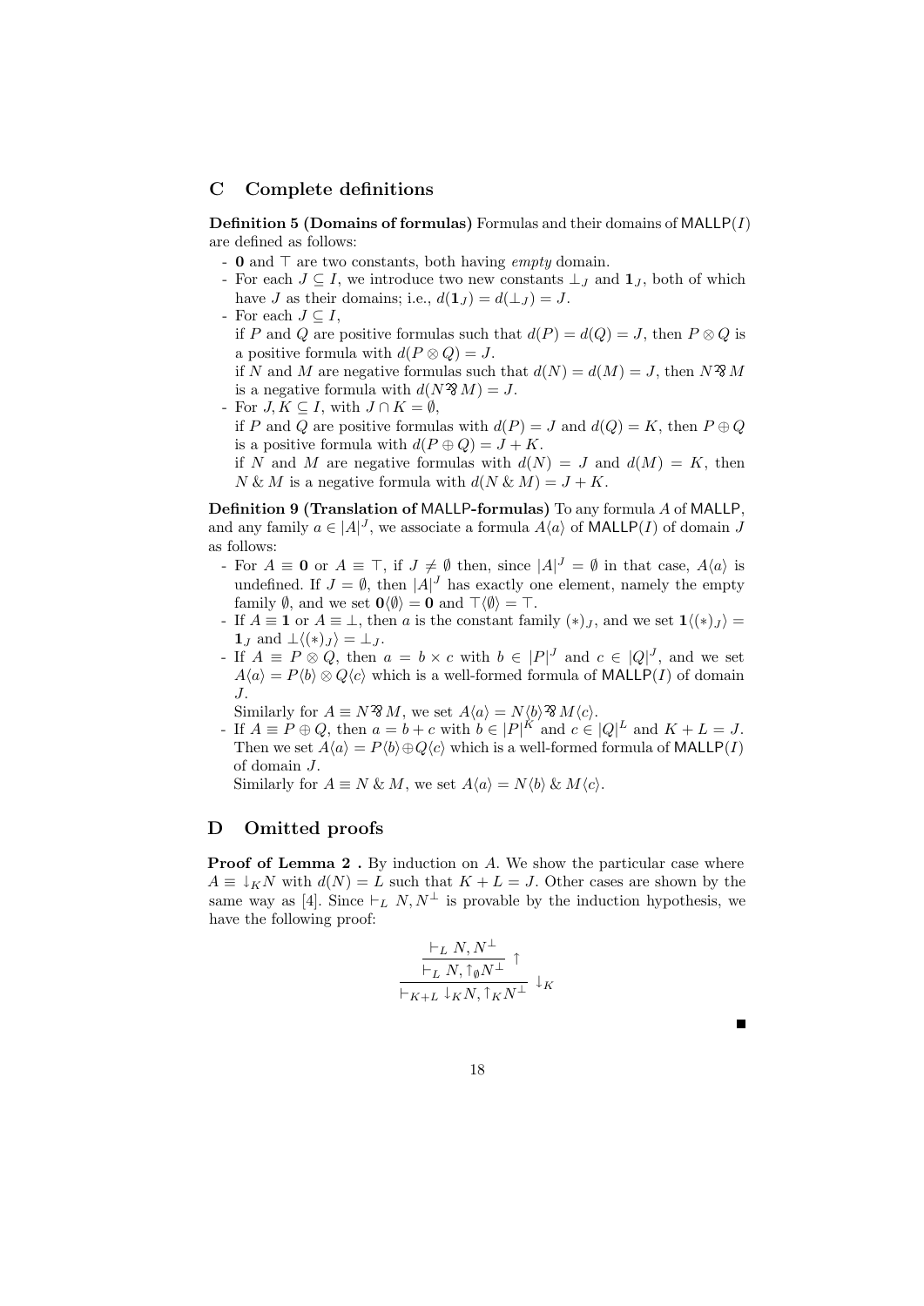## C Complete definitions

**Definition 5 (Domains of formulas)** Formulas and their domains of $\mathsf{MALLP}(I)$ are defined as follows:

- $\mathbf{0}$ and $\top$ are two constants, both having *empty* domain.
- For each $J \subseteq I$, we introduce two new constants $\bot_J$ and $\mathbf{1}_J$, both of which have $J$ as their domains; i.e., $d(\mathbf{1}_J) = d(\bot_J) = J$.
- For each $J \subseteq I$,
  if $P$ and $Q$ are positive formulas such that $d(P) = d(Q) = J$, then $P \otimes Q$ is a positive formula with $d(P \otimes Q) = J$.
  if $N$ and $M$ are negative formulas such that $d(N) = d(M) = J$, then $N \mathbin{⅋} M$ is a negative formula with $d(N \mathbin{⅋} M) = J$.
- For $J, K \subseteq I$, with $J \cap K = \emptyset$,
  if $P$ and $Q$ are positive formulas with $d(P) = J$ and $d(Q) = K$, then $P \oplus Q$ is a positive formula with $d(P \oplus Q) = J + K$.
  if $N$ and $M$ are negative formulas with $d(N) = J$ and $d(M) = K$, then $N \mathbin{\&} M$ is a negative formula with $d(N \mathbin{\&} M) = J + K$.

**Definition 9 (Translation of $\mathsf{MALLP}$-formulas)** To any formula $A$ of $\mathsf{MALLP}$, and any family $a \in |A|^J$, we associate a formula $A\langle a \rangle$ of $\mathsf{MALLP}(I)$ of domain $J$ as follows:

- For $A \equiv \mathbf{0}$ or $A \equiv \top$, if $J \neq \emptyset$ then, since $|A|^J = \emptyset$ in that case, $A\langle a \rangle$ is undefined. If $J = \emptyset$, then $|A|^J$ has exactly one element, namely the empty family $\emptyset$, and we set $\mathbf{0}\langle \emptyset \rangle = \mathbf{0}$ and $\top\langle \emptyset \rangle = \top$.
- If $A \equiv \mathbf{1}$ or $A \equiv \bot$, then $a$ is the constant family $(*)_J$, and we set $\mathbf{1}\langle (*)_J \rangle = \mathbf{1}_J$ and $\bot\langle (*)_J \rangle = \bot_J$.
- If $A \equiv P \otimes Q$, then $a = b \times c$ with $b \in |P|^J$ and $c \in |Q|^J$, and we set $A\langle a \rangle = P\langle b \rangle \otimes Q\langle c \rangle$ which is a well-formed formula of $\mathsf{MALLP}(I)$ of domain $J$.
  Similarly for $A \equiv N \mathbin{⅋} M$, we set $A\langle a \rangle = N\langle b \rangle \mathbin{⅋} M\langle c \rangle$.
- If $A \equiv P \oplus Q$, then $a = b + c$ with $b \in |P|^K$ and $c \in |Q|^L$ and $K + L = J$. Then we set $A\langle a \rangle = P\langle b \rangle \oplus Q\langle c \rangle$ which is a well-formed formula of $\mathsf{MALLP}(I)$ of domain $J$.
  Similarly for $A \equiv N \mathbin{\&} M$, we set $A\langle a \rangle = N\langle b \rangle \mathbin{\&} M\langle c \rangle$.

## D Omitted proofs

**Proof of Lemma 2 .** By induction on $A$. We show the particular case where $A \equiv {\downarrow_K} N$ with $d(N) = L$ such that $K + L = J$. Other cases are shown by the same way as [4]. Since $\vdash_L N, N^\perp$ is provable by the induction hypothesis, we have the following proof:

$$\dfrac{\dfrac{\vdash_L N, N^\perp}{\vdash_L N, {\uparrow_\emptyset} N^\perp}\ \uparrow}{\vdash_{K+L} {\downarrow_K} N, {\uparrow_K} N^\perp}\ \downarrow_K$$

∎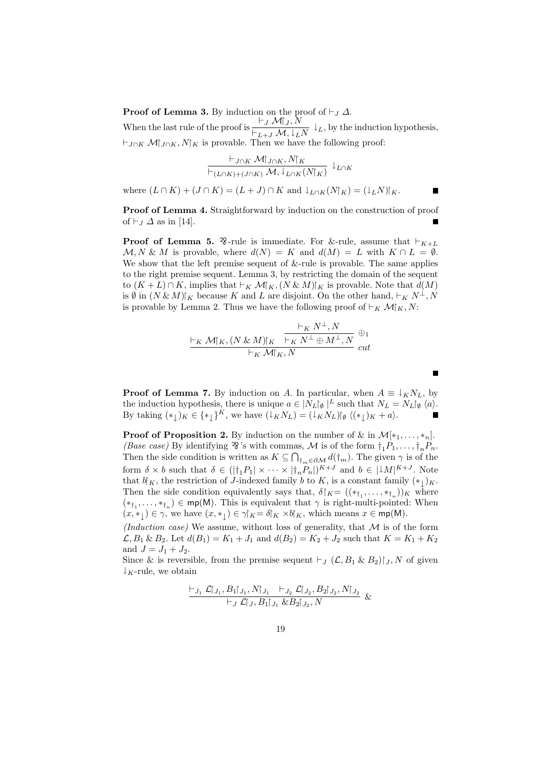**Proof of Lemma 3.** By induction on the proof of $\vdash_J \Delta$.

When the last rule of the proof is $\dfrac{\vdash_J \mathcal{M}\restriction_J, N}{\vdash_{L+J} \mathcal{M}, \downarrow_L N}\ \downarrow_L$, by the induction hypothesis, $\vdash_{J\cap K} \mathcal{M}\restriction_{J\cap K}, N\restriction_K$ is provable. Then we have the following proof:

$$\dfrac{\vdash_{J\cap K} \mathcal{M}\restriction_{J\cap K}, N\restriction_K}{\vdash_{(L\cap K)+(J\cap K)} \mathcal{M}, \downarrow_{L\cap K}(N\restriction_K)}\ \downarrow_{L\cap K}$$

where $(L \cap K) + (J \cap K) = (L + J) \cap K$ and $\downarrow_{L\cap K}(N\restriction_K) = (\downarrow_L N)\restriction_K$. ■

**Proof of Lemma 4.** Straightforward by induction on the construction of proof of $\vdash_J \Delta$ as in [14]. ■

**Proof of Lemma 5.** $⅋$-rule is immediate. For &-rule, assume that $\vdash_{K+L} \mathcal{M}, N \,\&\, M$ is provable, where $d(N) = K$ and $d(M) = L$ with $K \cap L = \emptyset$. We show that the left premise sequent of &-rule is provable. The same applies to the right premise sequent. Lemma 3, by restricting the domain of the sequent to $(K + L) \cap K$, implies that $\vdash_K \mathcal{M}\restriction_K, (N \,\&\, M)\restriction_K$ is provable. Note that $d(M)$ is $\emptyset$ in $(N \,\&\, M)\restriction_K$ because $K$ and $L$ are disjoint. On the other hand, $\vdash_K N^\perp, N$ is provable by Lemma 2. Thus we have the following proof of $\vdash_K \mathcal{M}\restriction_K, N$:

$$\dfrac{\vdash_K \mathcal{M}\restriction_K, (N \,\&\, M)\restriction_K \qquad \dfrac{\vdash_K N^\perp, N}{\vdash_K N^\perp \oplus M^\perp, N}\ \oplus_1}{\vdash_K \mathcal{M}\restriction_K, N}\ cut$$

■

**Proof of Lemma 7.** By induction on $A$. In particular, when $A \equiv \downarrow_K N_L$, by the induction hypothesis, there is unique $a \in |N_L\restriction_\emptyset|^L$ such that $N_L = N_L\restriction_\emptyset \langle a\rangle$. By taking $(*_\downarrow)_K \in \{*_\downarrow\}^K$, we have $(\downarrow_K N_L) = (\downarrow_K N_L)\restriction_\emptyset \langle (*_\downarrow)_K + a\rangle$. ■

**Proof of Proposition 2.** By induction on the number of & in $\mathcal{M}[*_1, \ldots, *_n]$.

*(Base case)* By identifying $⅋$'s with commas, $\mathcal{M}$ is of the form $\dagger_1 P_1, \ldots, \dagger_n P_n$. Then the side condition is written as $K \subseteq \bigcap_{\dagger_m \in \partial\mathcal{M}} d(\dagger_m)$. The given $\gamma$ is of the form $\delta \times b$ such that $\delta \in (|\dagger_1 P_1| \times \cdots \times |\dagger_n P_n|)^{K+J}$ and $b \in |\downarrow M|^{K+J}$. Note that $b\restriction_K$, the restriction of $J$-indexed family $b$ to $K$, is a constant family $(*_\downarrow)_K$. Then the side condition equivalently says that, $\delta\restriction_K = ((*_{\dagger_1}, \ldots, *_{\dagger_n}))_K$ where $(*_{\dagger_1}, \ldots, *_{\dagger_n}) \in \mathsf{mp}(\mathsf{M})$. This is equivalent that $\gamma$ is right-multi-pointed: When $(x, *_\downarrow) \in \gamma$, we have $(x, *_\downarrow) \in \gamma\restriction_K = \delta\restriction_K \times b\restriction_K$, which means $x \in \mathsf{mp}(\mathsf{M})$.

*(Induction case)* We assume, without loss of generality, that $\mathcal{M}$ is of the form $\mathcal{L}, B_1 \,\&\, B_2$. Let $d(B_1) = K_1 + J_1$ and $d(B_2) = K_2 + J_2$ such that $K = K_1 + K_2$ and $J = J_1 + J_2$.

Since & is reversible, from the premise sequent $\vdash_J (\mathcal{L}, B_1 \,\&\, B_2)\restriction_J, N$ of given $\downarrow_K$-rule, we obtain

$$\dfrac{\vdash_{J_1} \mathcal{L}\restriction_{J_1}, B_1\restriction_{J_1}, N\restriction_{J_1} \quad \vdash_{J_2} \mathcal{L}\restriction_{J_2}, B_2\restriction_{J_2}, N\restriction_{J_2}}{\vdash_J \mathcal{L}\restriction_J, B_1\restriction_{J_1} \,\& B_2\restriction_{J_2}, N}\ \&$$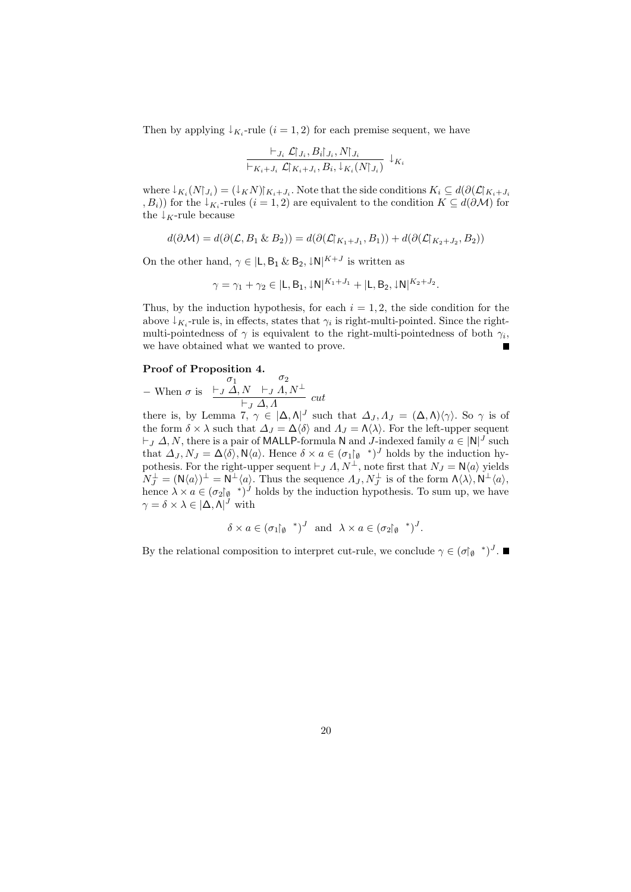Then by applying $\downarrow_{K_i}$-rule $(i = 1, 2)$ for each premise sequent, we have

$$\frac{\vdash_{J_i} \mathcal{L}\upharpoonright_{J_i}, B_i\upharpoonright_{J_i}, N\upharpoonright_{J_i}}{\vdash_{K_i+J_i} \mathcal{L}\upharpoonright_{K_i+J_i}, B_i, \downarrow_{K_i}(N\upharpoonright_{J_i})} \downarrow_{K_i}$$

where $\downarrow_{K_i}(N\upharpoonright_{J_i}) = (\downarrow_K N)\upharpoonright_{K_i+J_i}$. Note that the side conditions $K_i \subseteq d(\partial(\mathcal{L}\upharpoonright_{K_i+J_i}, B_i))$ for the $\downarrow_{K_i}$-rules $(i = 1, 2)$ are equivalent to the condition $K \subseteq d(\partial\mathcal{M})$ for the $\downarrow_K$-rule because

$$d(\partial\mathcal{M}) = d(\partial(\mathcal{L}, B_1 \,\&\, B_2)) = d(\partial(\mathcal{L}\upharpoonright_{K_1+J_1}, B_1)) + d(\partial(\mathcal{L}\upharpoonright_{K_2+J_2}, B_2))$$

On the other hand, $\gamma \in |\mathsf{L}, \mathsf{B_1} \,\&\, \mathsf{B_2}, \downarrow\mathsf{N}|^{K+J}$ is written as

$$\gamma = \gamma_1 + \gamma_2 \in |\mathsf{L}, \mathsf{B_1}, \downarrow\mathsf{N}|^{K_1+J_1} + |\mathsf{L}, \mathsf{B_2}, \downarrow\mathsf{N}|^{K_2+J_2}.$$

Thus, by the induction hypothesis, for each $i = 1, 2$, the side condition for the above $\downarrow_{K_i}$-rule is, in effects, states that $\gamma_i$ is right-multi-pointed. Since the right-multi-pointedness of $\gamma$ is equivalent to the right-multi-pointedness of both $\gamma_i$, we have obtained what we wanted to prove. ■

**Proof of Proposition 4.**

– When $\sigma$ is $\dfrac{\overset{\sigma_1}{\vdash_J \Delta, N} \quad \overset{\sigma_2}{\vdash_J \Lambda, N^\perp}}{\vdash_J \Delta, \Lambda}\ cut$

there is, by Lemma 7, $\gamma \in |\Delta, \Lambda|^J$ such that $\Delta_J, \Lambda_J = (\Delta, \Lambda)\langle\gamma\rangle$. So $\gamma$ is of the form $\delta \times \lambda$ such that $\Delta_J = \Delta\langle\delta\rangle$ and $\Lambda_J = \Lambda\langle\lambda\rangle$. For the left-upper sequent $\vdash_J \Delta, N$, there is a pair of MALLP-formula $\mathsf{N}$ and $J$-indexed family $a \in |\mathsf{N}|^J$ such that $\Delta_J, N_J = \Delta\langle\delta\rangle, \mathsf{N}\langle a\rangle$. Hence $\delta \times a \in (\sigma_1\upharpoonright_\emptyset{}^*)^J$ holds by the induction hypothesis. For the right-upper sequent $\vdash_J \Lambda, N^\perp$, note first that $N_J = \mathsf{N}\langle a\rangle$ yields $N_J^\perp = (\mathsf{N}\langle a\rangle)^\perp = \mathsf{N}^\perp\langle a\rangle$. Thus the sequence $\Lambda_J, N_J^\perp$ is of the form $\Lambda\langle\lambda\rangle, \mathsf{N}^\perp\langle a\rangle$, hence $\lambda \times a \in (\sigma_2\upharpoonright_\emptyset{}^*)^J$ holds by the induction hypothesis. To sum up, we have $\gamma = \delta \times \lambda \in |\Delta, \Lambda|^J$ with

$$\delta \times a \in (\sigma_1\upharpoonright_\emptyset{}^*)^J \quad \text{and} \quad \lambda \times a \in (\sigma_2\upharpoonright_\emptyset{}^*)^J.$$

By the relational composition to interpret cut-rule, we conclude $\gamma \in (\sigma\upharpoonright_\emptyset{}^*)^J$. ■